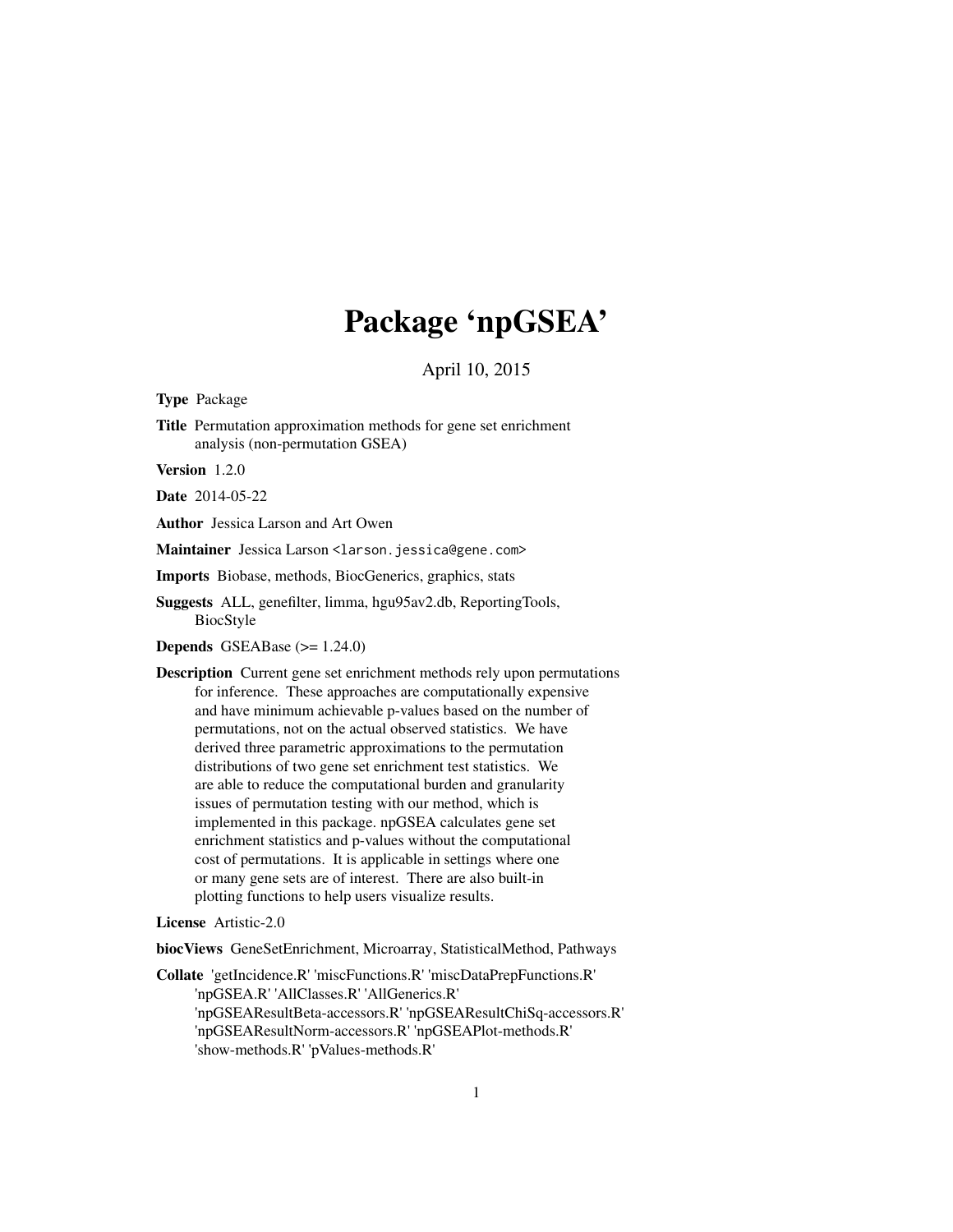# Package 'npGSEA'

April 10, 2015

**Type** Package

**Title** Permutation approximation methods for gene set enrichment analysis (non-permutation GSEA)

**Version** 1.2.0

**Date** 2014-05-22

**Author** Jessica Larson and Art Owen

**Maintainer** Jessica Larson <larson.jessica@gene.com>

**Imports** Biobase, methods, BiocGenerics, graphics, stats

**Suggests** ALL, genefilter, limma, hgu95av2.db, ReportingTools, BiocStyle

**Depends** GSEABase (>= 1.24.0)

**Description** Current gene set enrichment methods rely upon permutations for inference. These approaches are computationally expensive and have minimum achievable p-values based on the number of permutations, not on the actual observed statistics. We have derived three parametric approximations to the permutation distributions of two gene set enrichment test statistics. We are able to reduce the computational burden and granularity issues of permutation testing with our method, which is implemented in this package. npGSEA calculates gene set enrichment statistics and p-values without the computational cost of permutations. It is applicable in settings where one or many gene sets are of interest. There are also built-in plotting functions to help users visualize results.

**License** Artistic-2.0

**biocViews** GeneSetEnrichment, Microarray, StatisticalMethod, Pathways

**Collate** 'getIncidence.R' 'miscFunctions.R' 'miscDataPrepFunctions.R' 'npGSEA.R' 'AllClasses.R' 'AllGenerics.R' 'npGSEAResultBeta-accessors.R' 'npGSEAResultChiSq-accessors.R' 'npGSEAResultNorm-accessors.R' 'npGSEAPlot-methods.R' 'show-methods.R' 'pValues-methods.R'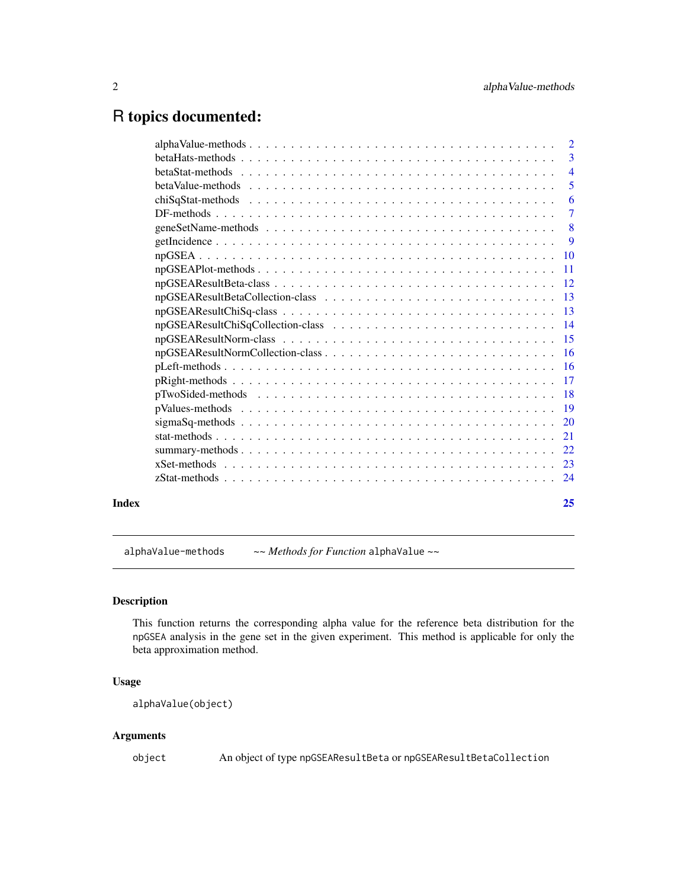# R topics documented:

| | |
|---|---|
| alphaValue-methods | 2 |
| betaHats-methods | 3 |
| betaStat-methods | 4 |
| betaValue-methods | 5 |
| chiSqStat-methods | 6 |
| DF-methods | 7 |
| geneSetName-methods | 8 |
| getIncidence | 9 |
| npGSEA | 10 |
| npGSEAPlot-methods | 11 |
| npGSEAResultBeta-class | 12 |
| npGSEAResultBetaCollection-class | 13 |
| npGSEAResultChiSq-class | 13 |
| npGSEAResultChiSqCollection-class | 14 |
| npGSEAResultNorm-class | 15 |
| npGSEAResultNormCollection-class | 16 |
| pLeft-methods | 16 |
| pRight-methods | 17 |
| pTwoSided-methods | 18 |
| pValues-methods | 19 |
| sigmaSq-methods | 20 |
| stat-methods | 21 |
| summary-methods | 22 |
| xSet-methods | 23 |
| zStat-methods | 24 |
| **Index** | **25** |

---

`alphaValue-methods` ~~ *Methods for Function* `alphaValue` ~~

---

## Description

This function returns the corresponding alpha value for the reference beta distribution for the `npGSEA` analysis in the gene set in the given experiment. This method is applicable for only the beta approximation method.

## Usage

```
alphaValue(object)
```

## Arguments

| | |
|---|---|
| `object` | An object of type `npGSEAResultBeta` or `npGSEAResultBetaCollection` |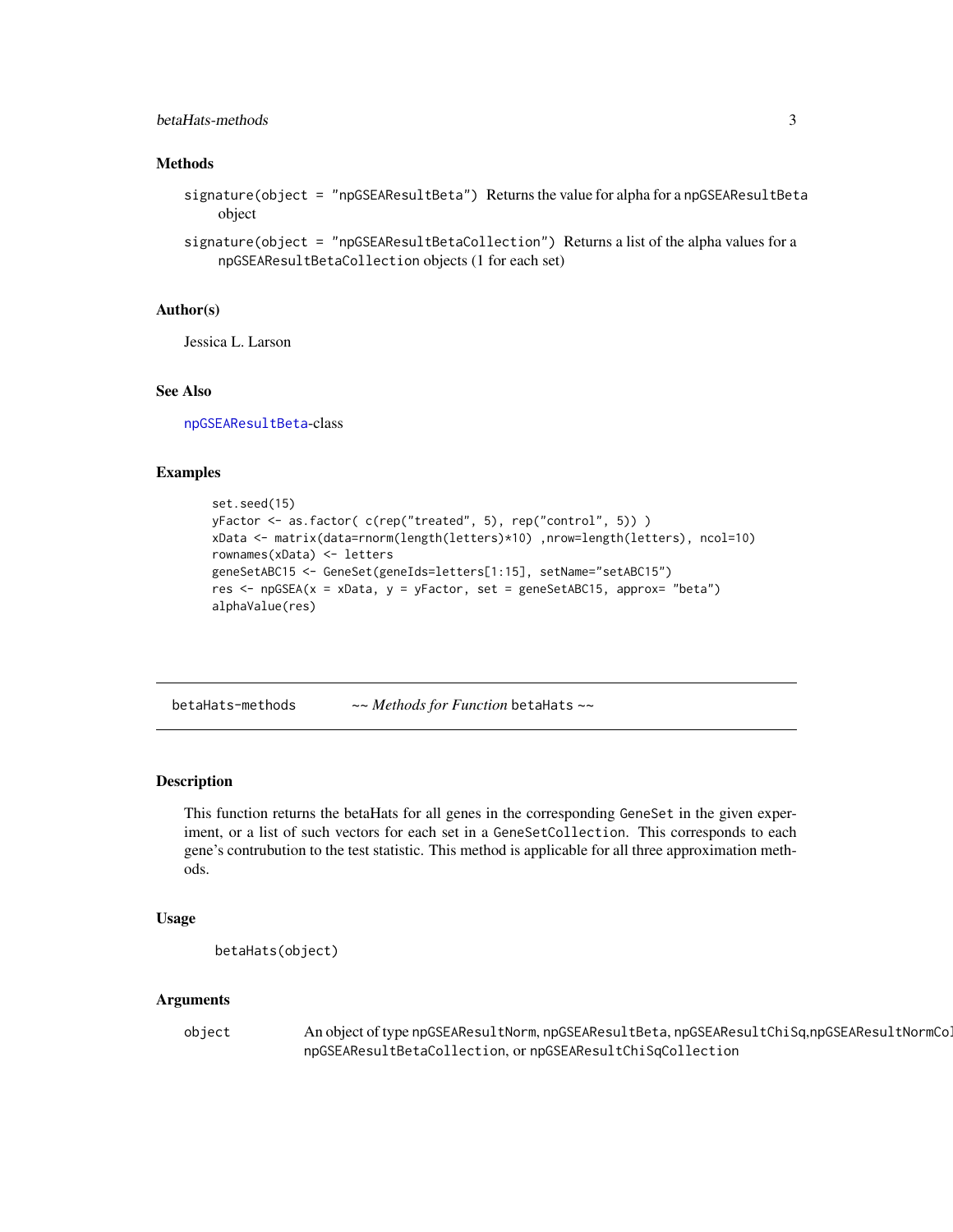### Methods

signature(object = "npGSEAResultBeta") Returns the value for alpha for a npGSEAResultBeta object

signature(object = "npGSEAResultBetaCollection") Returns a list of the alpha values for a npGSEAResultBetaCollection objects (1 for each set)

### Author(s)

Jessica L. Larson

### See Also

npGSEAResultBeta-class

### Examples

```
set.seed(15)
yFactor <- as.factor( c(rep("treated", 5), rep("control", 5)) )
xData <- matrix(data=rnorm(length(letters)*10) ,nrow=length(letters), ncol=10)
rownames(xData) <- letters
geneSetABC15 <- GeneSet(geneIds=letters[1:15], setName="setABC15")
res <- npGSEA(x = xData, y = yFactor, set = geneSetABC15, approx= "beta")
alphaValue(res)
```

---

## betaHats-methods    *~~ Methods for Function* betaHats *~~*

### Description

This function returns the betaHats for all genes in the corresponding GeneSet in the given experiment, or a list of such vectors for each set in a GeneSetCollection. This corresponds to each gene's contrubution to the test statistic. This method is applicable for all three approximation methods.

### Usage

```
betaHats(object)
```

### Arguments

| | |
|---|---|
| object | An object of type npGSEAResultNorm, npGSEAResultBeta, npGSEAResultChiSq,npGSEAResultNormCollection, npGSEAResultBetaCollection, or npGSEAResultChiSqCollection |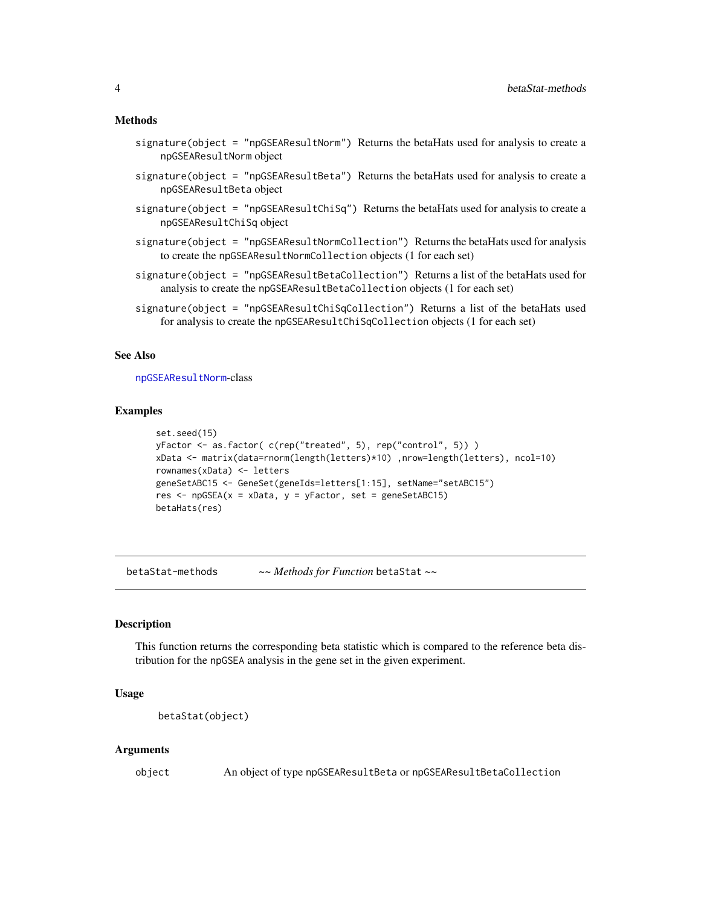### Methods

signature(object = "npGSEAResultNorm") Returns the betaHats used for analysis to create a npGSEAResultNorm object

signature(object = "npGSEAResultBeta") Returns the betaHats used for analysis to create a npGSEAResultBeta object

signature(object = "npGSEAResultChiSq") Returns the betaHats used for analysis to create a npGSEAResultChiSq object

signature(object = "npGSEAResultNormCollection") Returns the betaHats used for analysis to create the npGSEAResultNormCollection objects (1 for each set)

signature(object = "npGSEAResultBetaCollection") Returns a list of the betaHats used for analysis to create the npGSEAResultBetaCollection objects (1 for each set)

signature(object = "npGSEAResultChiSqCollection") Returns a list of the betaHats used for analysis to create the npGSEAResultChiSqCollection objects (1 for each set)

### See Also

npGSEAResultNorm-class

### Examples

```
set.seed(15)
yFactor <- as.factor( c(rep("treated", 5), rep("control", 5)) )
xData <- matrix(data=rnorm(length(letters)*10) ,nrow=length(letters), ncol=10)
rownames(xData) <- letters
geneSetABC15 <- GeneSet(geneIds=letters[1:15], setName="setABC15")
res <- npGSEA(x = xData, y = yFactor, set = geneSetABC15)
betaHats(res)
```

---

## betaStat-methods — *~~ Methods for Function* betaStat *~~*

### Description

This function returns the corresponding beta statistic which is compared to the reference beta distribution for the npGSEA analysis in the gene set in the given experiment.

### Usage

```
betaStat(object)
```

### Arguments

| | |
|---|---|
| object | An object of type npGSEAResultBeta or npGSEAResultBetaCollection |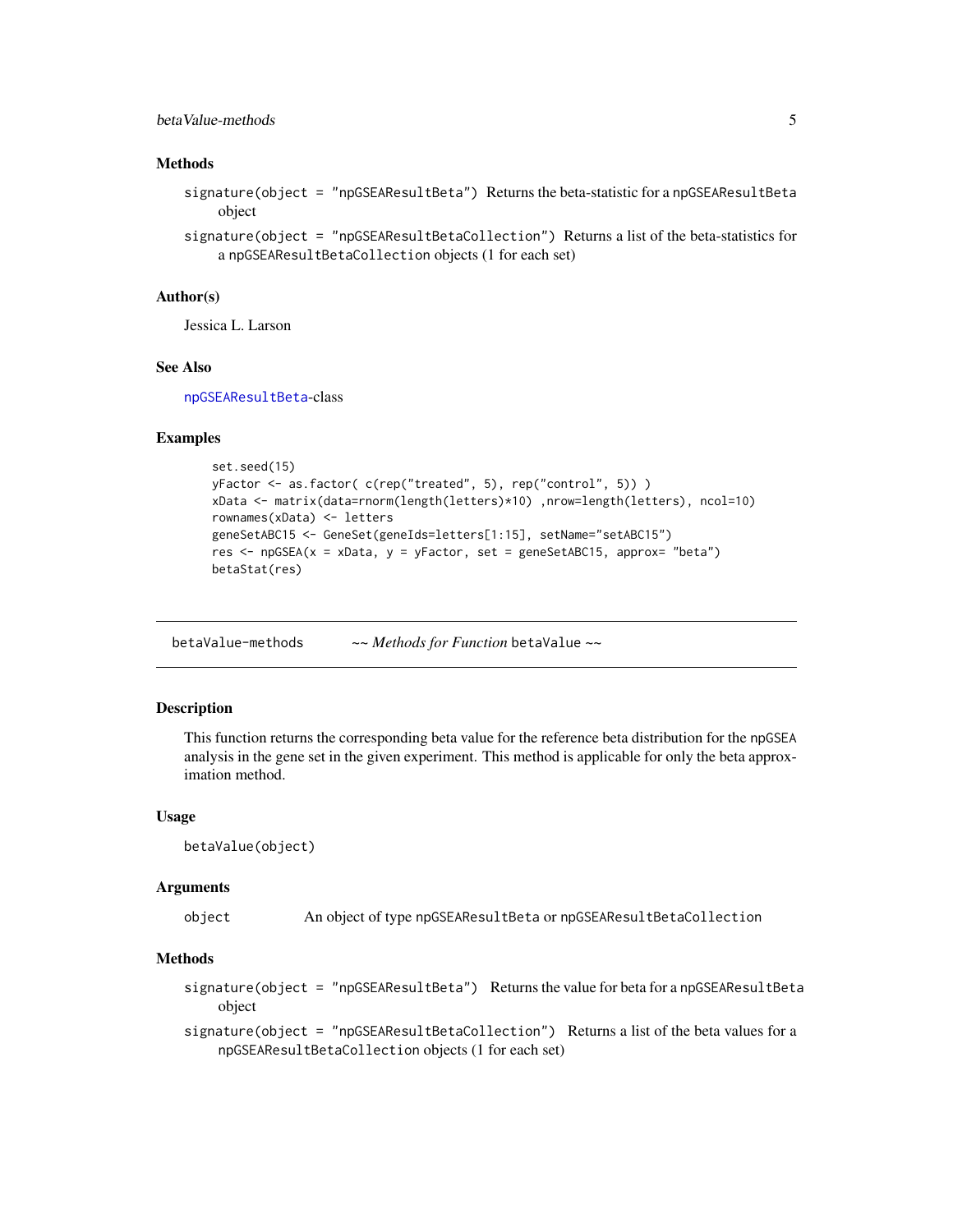### Methods

`signature(object = "npGSEAResultBeta")` Returns the beta-statistic for a `npGSEAResultBeta` object

`signature(object = "npGSEAResultBetaCollection")` Returns a list of the beta-statistics for a `npGSEAResultBetaCollection` objects (1 for each set)

### Author(s)

Jessica L. Larson

### See Also

`npGSEAResultBeta`-class

### Examples

```
set.seed(15)
yFactor <- as.factor( c(rep("treated", 5), rep("control", 5)) )
xData <- matrix(data=rnorm(length(letters)*10) ,nrow=length(letters), ncol=10)
rownames(xData) <- letters
geneSetABC15 <- GeneSet(geneIds=letters[1:15], setName="setABC15")
res <- npGSEA(x = xData, y = yFactor, set = geneSetABC15, approx= "beta")
betaStat(res)
```

---

## betaValue-methods    *~~ Methods for Function* `betaValue` *~~*

### Description

This function returns the corresponding beta value for the reference beta distribution for the `npGSEA` analysis in the gene set in the given experiment. This method is applicable for only the beta approximation method.

### Usage

```
betaValue(object)
```

### Arguments

| | |
|---|---|
| `object` | An object of type `npGSEAResultBeta` or `npGSEAResultBetaCollection` |

### Methods

`signature(object = "npGSEAResultBeta")` Returns the value for beta for a `npGSEAResultBeta` object

`signature(object = "npGSEAResultBetaCollection")` Returns a list of the beta values for a `npGSEAResultBetaCollection` objects (1 for each set)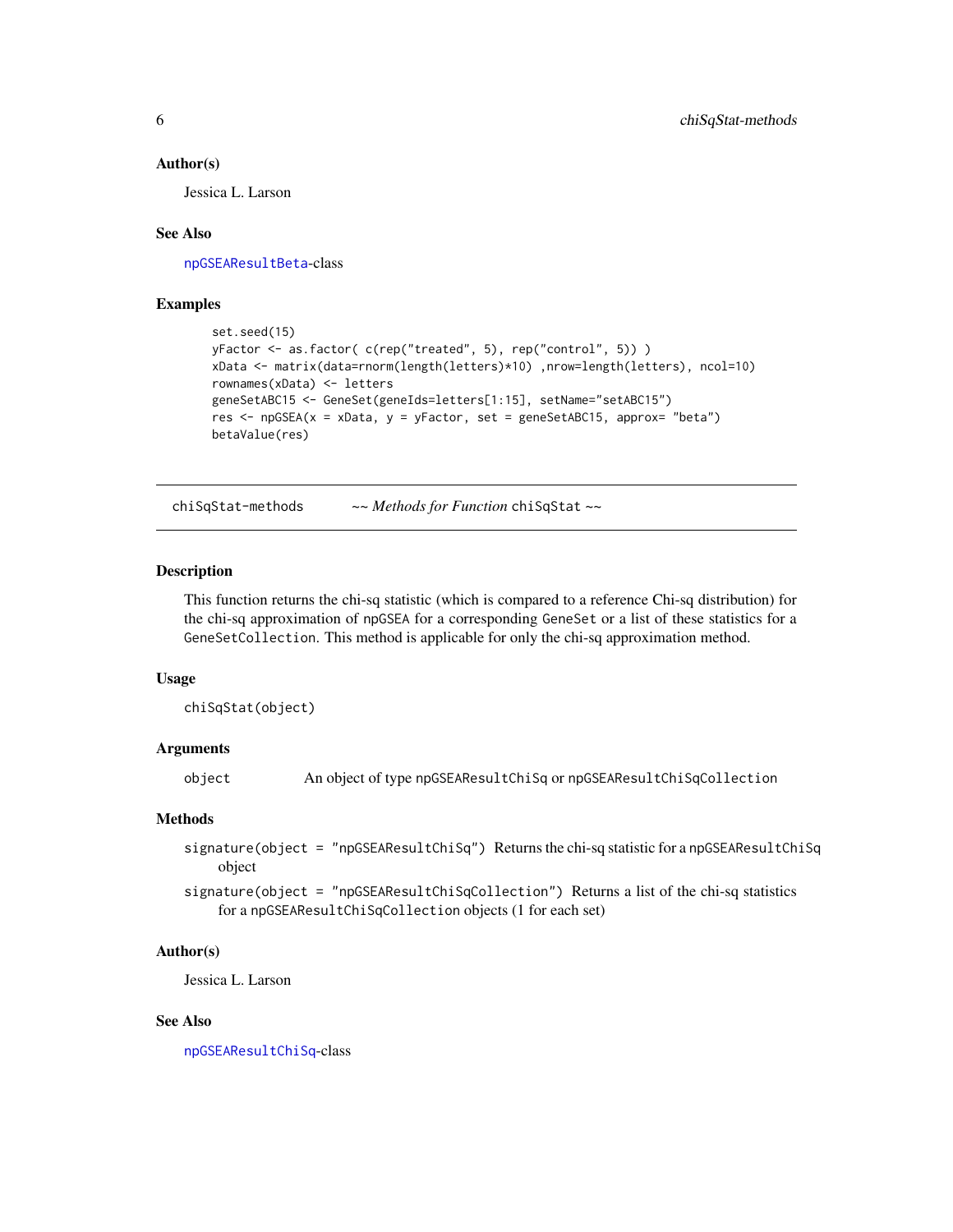### Author(s)

Jessica L. Larson

### See Also

npGSEAResultBeta-class

### Examples

```
set.seed(15)
yFactor <- as.factor( c(rep("treated", 5), rep("control", 5)) )
xData <- matrix(data=rnorm(length(letters)*10) ,nrow=length(letters), ncol=10)
rownames(xData) <- letters
geneSetABC15 <- GeneSet(geneIds=letters[1:15], setName="setABC15")
res <- npGSEA(x = xData, y = yFactor, set = geneSetABC15, approx= "beta")
betaValue(res)
```

---

## chiSqStat-methods ~~ *Methods for Function* `chiSqStat` ~~

---

### Description

This function returns the chi-sq statistic (which is compared to a reference Chi-sq distribution) for the chi-sq approximation of `npGSEA` for a corresponding `GeneSet` or a list of these statistics for a `GeneSetCollection`. This method is applicable for only the chi-sq approximation method.

### Usage

```
chiSqStat(object)
```

### Arguments

`object` An object of type `npGSEAResultChiSq` or `npGSEAResultChiSqCollection`

### Methods

`signature(object = "npGSEAResultChiSq")` Returns the chi-sq statistic for a `npGSEAResultChiSq` object

`signature(object = "npGSEAResultChiSqCollection")` Returns a list of the chi-sq statistics for a `npGSEAResultChiSqCollection` objects (1 for each set)

### Author(s)

Jessica L. Larson

### See Also

npGSEAResultChiSq-class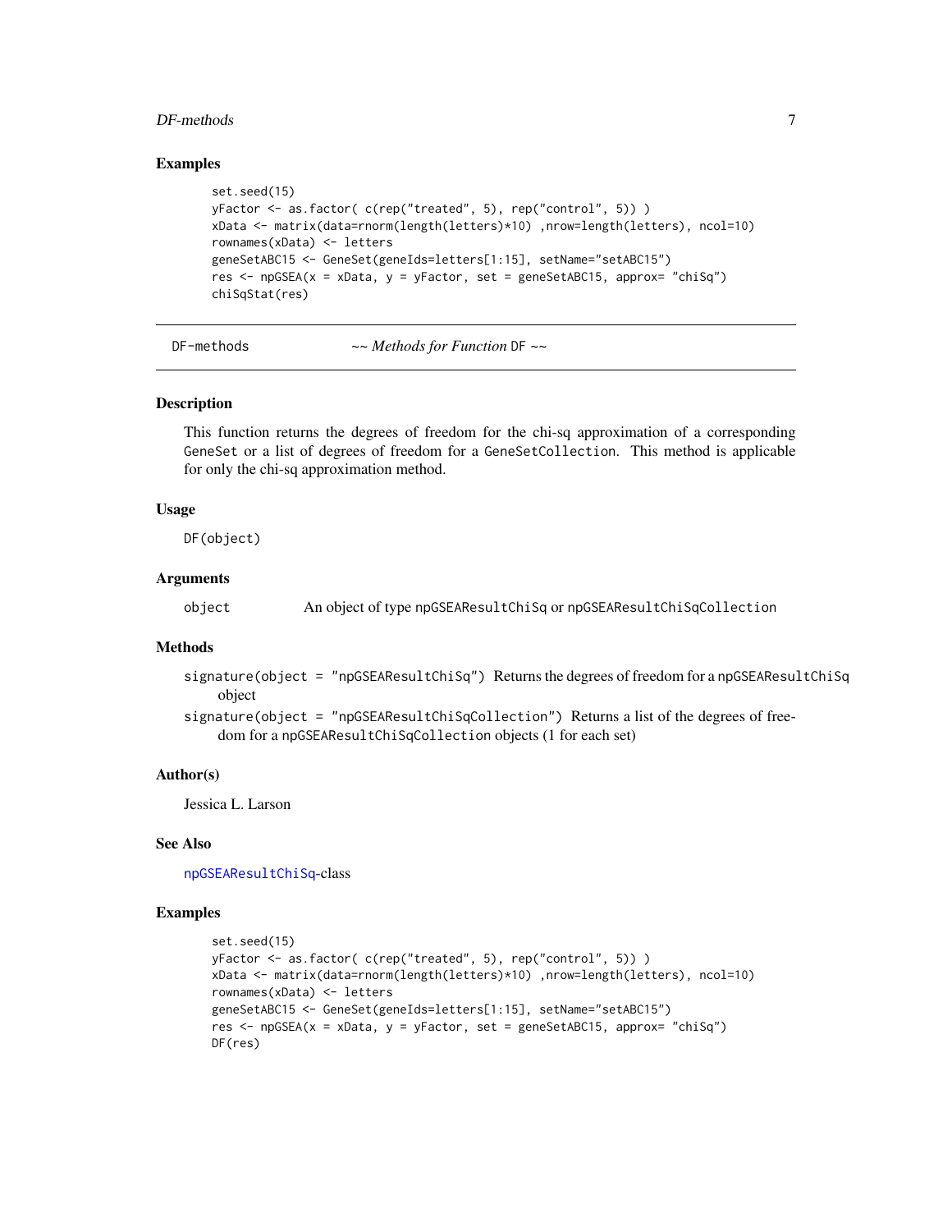### Examples

```
set.seed(15)
yFactor <- as.factor( c(rep("treated", 5), rep("control", 5)) )
xData <- matrix(data=rnorm(length(letters)*10) ,nrow=length(letters), ncol=10)
rownames(xData) <- letters
geneSetABC15 <- GeneSet(geneIds=letters[1:15], setName="setABC15")
res <- npGSEA(x = xData, y = yFactor, set = geneSetABC15, approx= "chiSq")
chiSqStat(res)
```

---

## DF-methods — *~~ Methods for Function* `DF` *~~*

---

### Description

This function returns the degrees of freedom for the chi-sq approximation of a corresponding `GeneSet` or a list of degrees of freedom for a `GeneSetCollection`. This method is applicable for only the chi-sq approximation method.

### Usage

```
DF(object)
```

### Arguments

| | |
|---|---|
| `object` | An object of type `npGSEAResultChiSq` or `npGSEAResultChiSqCollection` |

### Methods

`signature(object = "npGSEAResultChiSq")` Returns the degrees of freedom for a `npGSEAResultChiSq` object

`signature(object = "npGSEAResultChiSqCollection")` Returns a list of the degrees of freedom for a `npGSEAResultChiSqCollection` objects (1 for each set)

### Author(s)

Jessica L. Larson

### See Also

`npGSEAResultChiSq`-class

### Examples

```
set.seed(15)
yFactor <- as.factor( c(rep("treated", 5), rep("control", 5)) )
xData <- matrix(data=rnorm(length(letters)*10) ,nrow=length(letters), ncol=10)
rownames(xData) <- letters
geneSetABC15 <- GeneSet(geneIds=letters[1:15], setName="setABC15")
res <- npGSEA(x = xData, y = yFactor, set = geneSetABC15, approx= "chiSq")
DF(res)
```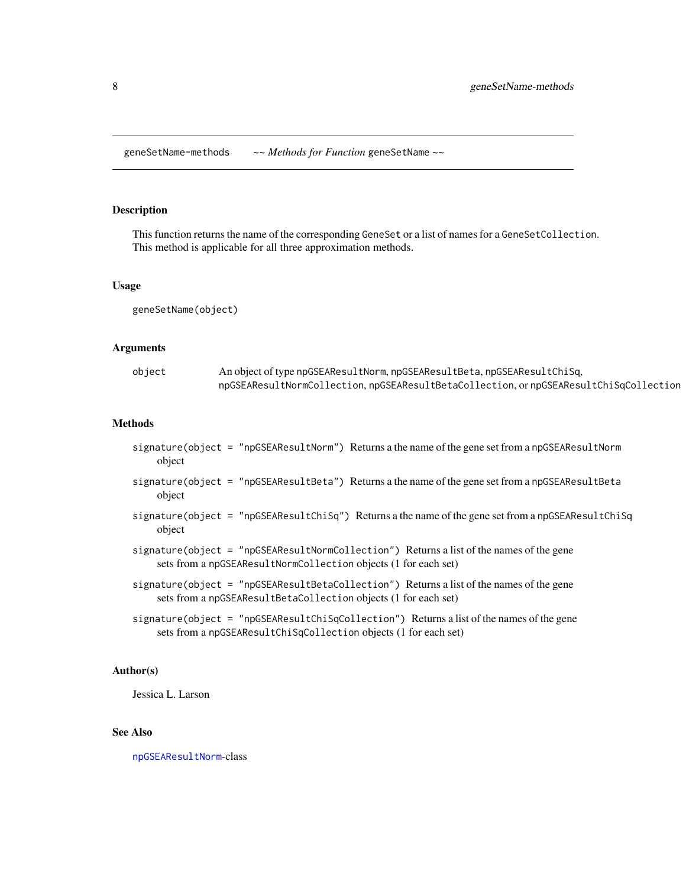geneSetName-methods        *~~ Methods for Function* `geneSetName` *~~*

## Description

This function returns the name of the corresponding `GeneSet` or a list of names for a `GeneSetCollection`. This method is applicable for all three approximation methods.

## Usage

```
geneSetName(object)
```

## Arguments

`object` An object of type `npGSEAResultNorm`, `npGSEAResultBeta`, `npGSEAResultChiSq`, `npGSEAResultNormCollection`, `npGSEAResultBetaCollection`, or `npGSEAResultChiSqCollection`

## Methods

`signature(object = "npGSEAResultNorm")` Returns a the name of the gene set from a `npGSEAResultNorm` object

`signature(object = "npGSEAResultBeta")` Returns a the name of the gene set from a `npGSEAResultBeta` object

`signature(object = "npGSEAResultChiSq")` Returns a the name of the gene set from a `npGSEAResultChiSq` object

`signature(object = "npGSEAResultNormCollection")` Returns a list of the names of the gene sets from a `npGSEAResultNormCollection` objects (1 for each set)

`signature(object = "npGSEAResultBetaCollection")` Returns a list of the names of the gene sets from a `npGSEAResultBetaCollection` objects (1 for each set)

`signature(object = "npGSEAResultChiSqCollection")` Returns a list of the names of the gene sets from a `npGSEAResultChiSqCollection` objects (1 for each set)

## Author(s)

Jessica L. Larson

## See Also

`npGSEAResultNorm`-class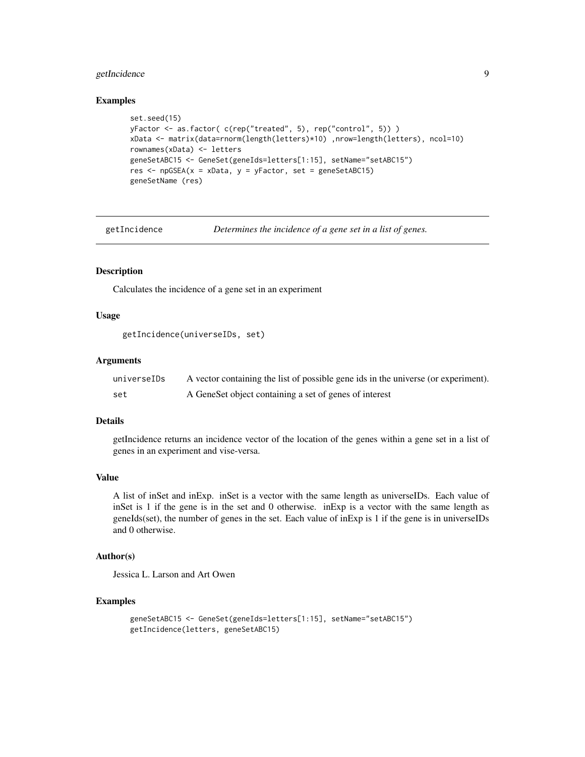### Examples

```
set.seed(15)
yFactor <- as.factor( c(rep("treated", 5), rep("control", 5)) )
xData <- matrix(data=rnorm(length(letters)*10) ,nrow=length(letters), ncol=10)
rownames(xData) <- letters
geneSetABC15 <- GeneSet(geneIds=letters[1:15], setName="setABC15")
res <- npGSEA(x = xData, y = yFactor, set = geneSetABC15)
geneSetName (res)
```

---

## getIncidence *Determines the incidence of a gene set in a list of genes.*

---

### Description

Calculates the incidence of a gene set in an experiment

### Usage

```
getIncidence(universeIDs, set)
```

### Arguments

| | |
|---|---|
| universeIDs | A vector containing the list of possible gene ids in the universe (or experiment). |
| set | A GeneSet object containing a set of genes of interest |

### Details

getIncidence returns an incidence vector of the location of the genes within a gene set in a list of genes in an experiment and vise-versa.

### Value

A list of inSet and inExp. inSet is a vector with the same length as universeIDs. Each value of inSet is 1 if the gene is in the set and 0 otherwise. inExp is a vector with the same length as geneIds(set), the number of genes in the set. Each value of inExp is 1 if the gene is in universeIDs and 0 otherwise.

### Author(s)

Jessica L. Larson and Art Owen

### Examples

```
geneSetABC15 <- GeneSet(geneIds=letters[1:15], setName="setABC15")
getIncidence(letters, geneSetABC15)
```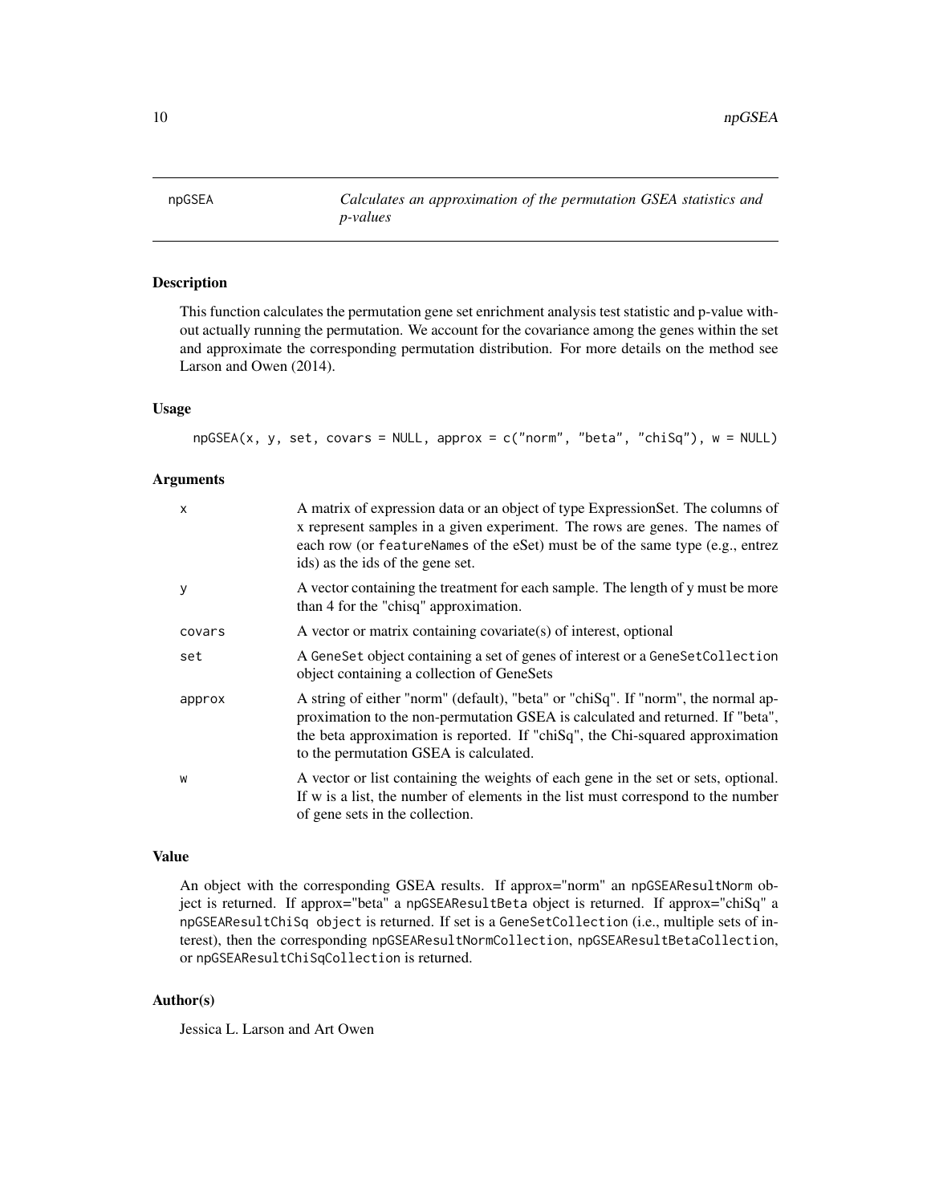## npGSEA — *Calculates an approximation of the permutation GSEA statistics and p-values*

### Description

This function calculates the permutation gene set enrichment analysis test statistic and p-value without actually running the permutation. We account for the covariance among the genes within the set and approximate the corresponding permutation distribution. For more details on the method see Larson and Owen (2014).

### Usage

```
npGSEA(x, y, set, covars = NULL, approx = c("norm", "beta", "chiSq"), w = NULL)
```

### Arguments

| | |
|---|---|
| x | A matrix of expression data or an object of type ExpressionSet. The columns of x represent samples in a given experiment. The rows are genes. The names of each row (or `featureNames` of the eSet) must be of the same type (e.g., entrez ids) as the ids of the gene set. |
| y | A vector containing the treatment for each sample. The length of y must be more than 4 for the "chisq" approximation. |
| covars | A vector or matrix containing covariate(s) of interest, optional |
| set | A `GeneSet` object containing a set of genes of interest or a `GeneSetCollection` object containing a collection of GeneSets |
| approx | A string of either "norm" (default), "beta" or "chiSq". If "norm", the normal approximation to the non-permutation GSEA is calculated and returned. If "beta", the beta approximation is reported. If "chiSq", the Chi-squared approximation to the permutation GSEA is calculated. |
| w | A vector or list containing the weights of each gene in the set or sets, optional. If w is a list, the number of elements in the list must correspond to the number of gene sets in the collection. |

### Value

An object with the corresponding GSEA results. If approx="norm" an `npGSEAResultNorm` object is returned. If approx="beta" a `npGSEAResultBeta` object is returned. If approx="chiSq" a `npGSEAResultChiSq object` is returned. If set is a `GeneSetCollection` (i.e., multiple sets of interest), then the corresponding `npGSEAResultNormCollection`, `npGSEAResultBetaCollection`, or `npGSEAResultChiSqCollection` is returned.

### Author(s)

Jessica L. Larson and Art Owen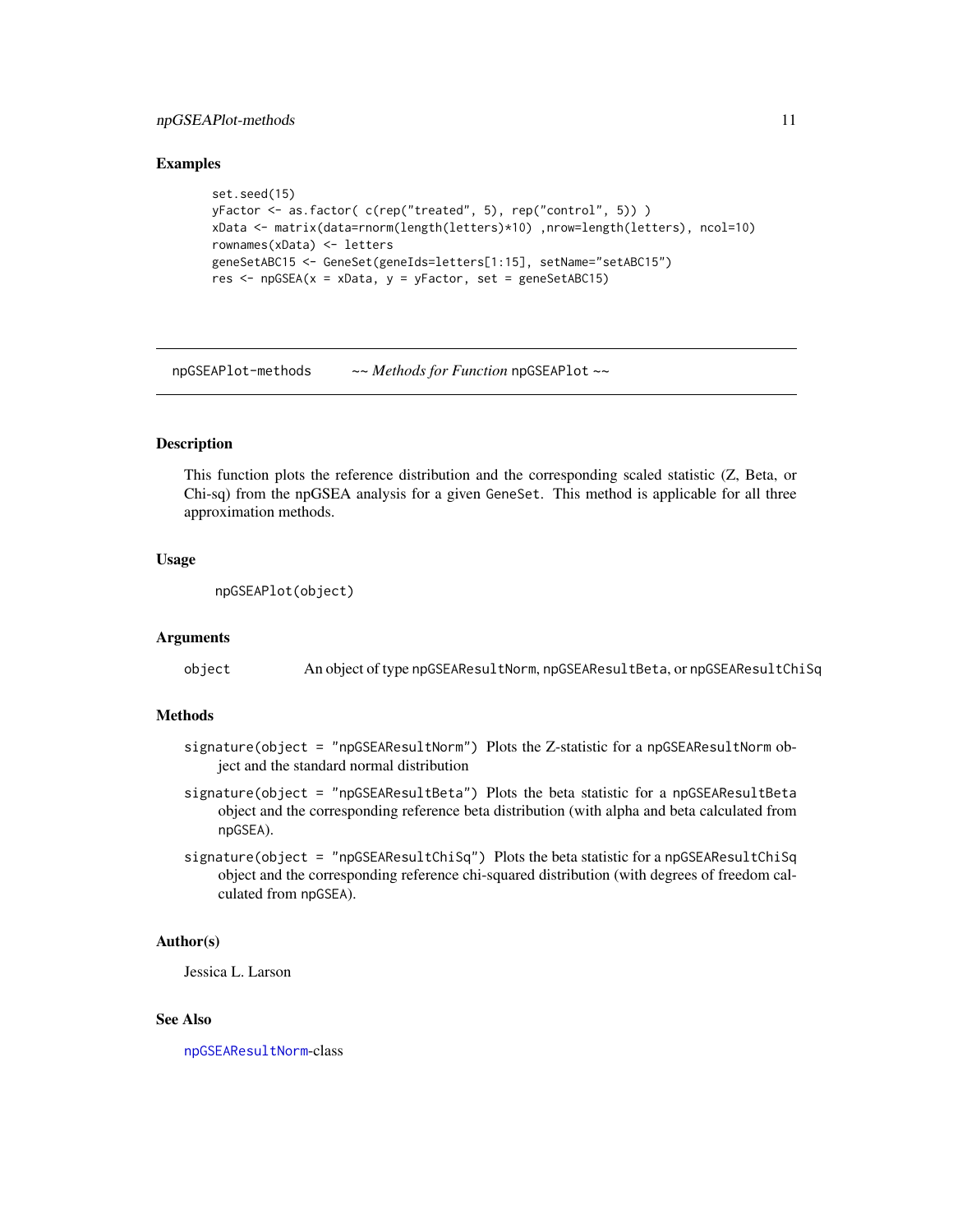### Examples

```
set.seed(15)
yFactor <- as.factor( c(rep("treated", 5), rep("control", 5)) )
xData <- matrix(data=rnorm(length(letters)*10) ,nrow=length(letters), ncol=10)
rownames(xData) <- letters
geneSetABC15 <- GeneSet(geneIds=letters[1:15], setName="setABC15")
res <- npGSEA(x = xData, y = yFactor, set = geneSetABC15)
```

---

## npGSEAPlot-methods    *~~ Methods for Function* `npGSEAPlot` *~~*

---

### Description

This function plots the reference distribution and the corresponding scaled statistic (Z, Beta, or Chi-sq) from the npGSEA analysis for a given `GeneSet`. This method is applicable for all three approximation methods.

### Usage

```
npGSEAPlot(object)
```

### Arguments

| | |
|---|---|
| `object` | An object of type `npGSEAResultNorm`, `npGSEAResultBeta`, or `npGSEAResultChiSq` |

### Methods

- `signature(object = "npGSEAResultNorm")` Plots the Z-statistic for a `npGSEAResultNorm` object and the standard normal distribution
- `signature(object = "npGSEAResultBeta")` Plots the beta statistic for a `npGSEAResultBeta` object and the corresponding reference beta distribution (with alpha and beta calculated from `npGSEA`).
- `signature(object = "npGSEAResultChiSq")` Plots the beta statistic for a `npGSEAResultChiSq` object and the corresponding reference chi-squared distribution (with degrees of freedom calculated from `npGSEA`).

### Author(s)

Jessica L. Larson

### See Also

`npGSEAResultNorm`-class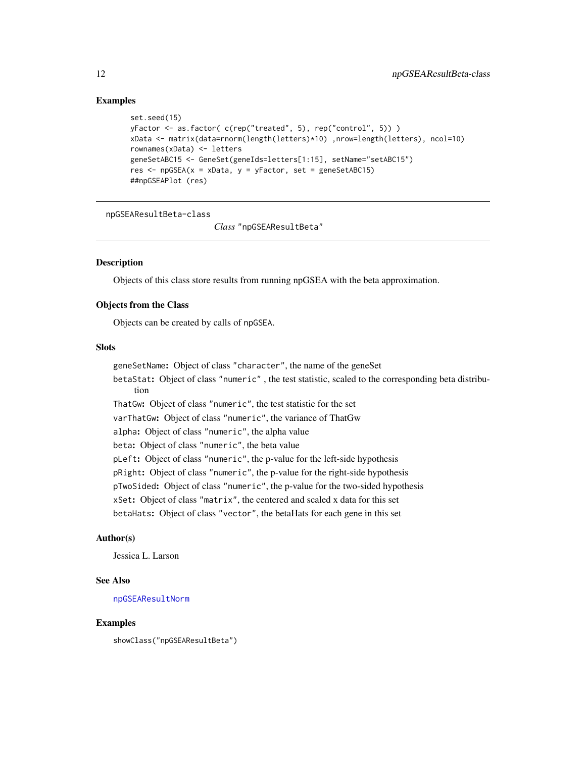### Examples

```
set.seed(15)
yFactor <- as.factor( c(rep("treated", 5), rep("control", 5)) )
xData <- matrix(data=rnorm(length(letters)*10) ,nrow=length(letters), ncol=10)
rownames(xData) <- letters
geneSetABC15 <- GeneSet(geneIds=letters[1:15], setName="setABC15")
res <- npGSEA(x = xData, y = yFactor, set = geneSetABC15)
##npGSEAPlot (res)
```

---

npGSEAResultBeta-class

## *Class* "npGSEAResultBeta"

---

### Description

Objects of this class store results from running npGSEA with the beta approximation.

### Objects from the Class

Objects can be created by calls of `npGSEA`.

### Slots

- `geneSetName`: Object of class "character", the name of the geneSet
- `betaStat`: Object of class "numeric" , the test statistic, scaled to the corresponding beta distribution
- `ThatGw`: Object of class "numeric", the test statistic for the set
- `varThatGw`: Object of class "numeric", the variance of ThatGw
- `alpha`: Object of class "numeric", the alpha value
- `beta`: Object of class "numeric", the beta value
- `pLeft`: Object of class "numeric", the p-value for the left-side hypothesis
- `pRight`: Object of class "numeric", the p-value for the right-side hypothesis
- `pTwoSided`: Object of class "numeric", the p-value for the two-sided hypothesis
- `xSet`: Object of class "matrix", the centered and scaled x data for this set
- `betaHats`: Object of class "vector", the betaHats for each gene in this set

### Author(s)

Jessica L. Larson

### See Also

`npGSEAResultNorm`

### Examples

```
showClass("npGSEAResultBeta")
```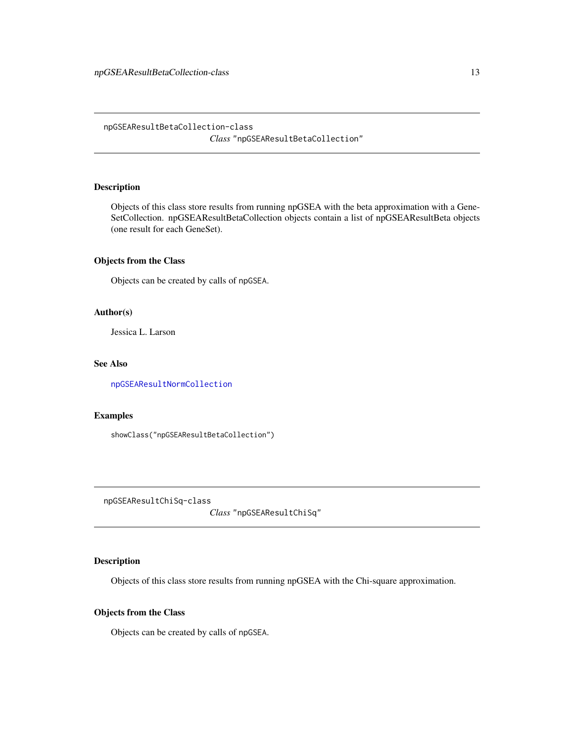## npGSEAResultBetaCollection-class

*Class* "npGSEAResultBetaCollection"

### Description

Objects of this class store results from running npGSEA with the beta approximation with a GeneSetCollection. npGSEAResultBetaCollection objects contain a list of npGSEAResultBeta objects (one result for each GeneSet).

### Objects from the Class

Objects can be created by calls of `npGSEA`.

### Author(s)

Jessica L. Larson

### See Also

`npGSEAResultNormCollection`

### Examples

```
showClass("npGSEAResultBetaCollection")
```

## npGSEAResultChiSq-class

*Class* "npGSEAResultChiSq"

### Description

Objects of this class store results from running npGSEA with the Chi-square approximation.

### Objects from the Class

Objects can be created by calls of `npGSEA`.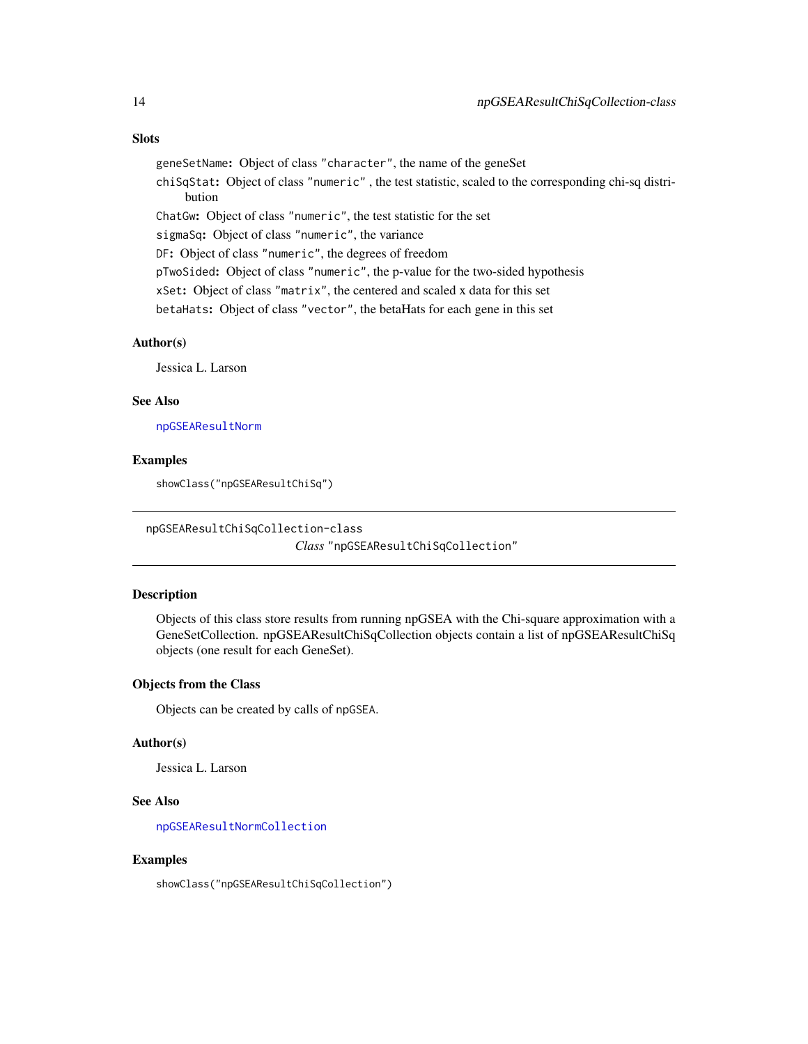### Slots

- `geneSetName`: Object of class `"character"`, the name of the geneSet
- `chiSqStat`: Object of class `"numeric"` , the test statistic, scaled to the corresponding chi-sq distribution
- `ChatGw`: Object of class `"numeric"`, the test statistic for the set
- `sigmaSq`: Object of class `"numeric"`, the variance
- `DF`: Object of class `"numeric"`, the degrees of freedom
- `pTwoSided`: Object of class `"numeric"`, the p-value for the two-sided hypothesis
- `xSet`: Object of class `"matrix"`, the centered and scaled x data for this set
- `betaHats`: Object of class `"vector"`, the betaHats for each gene in this set

### Author(s)

Jessica L. Larson

### See Also

`npGSEAResultNorm`

### Examples

```
showClass("npGSEAResultChiSq")
```

---

## npGSEAResultChiSqCollection-class *Class* `"npGSEAResultChiSqCollection"`

### Description

Objects of this class store results from running npGSEA with the Chi-square approximation with a GeneSetCollection. npGSEAResultChiSqCollection objects contain a list of npGSEAResultChiSq objects (one result for each GeneSet).

### Objects from the Class

Objects can be created by calls of `npGSEA`.

### Author(s)

Jessica L. Larson

### See Also

`npGSEAResultNormCollection`

### Examples

```
showClass("npGSEAResultChiSqCollection")
```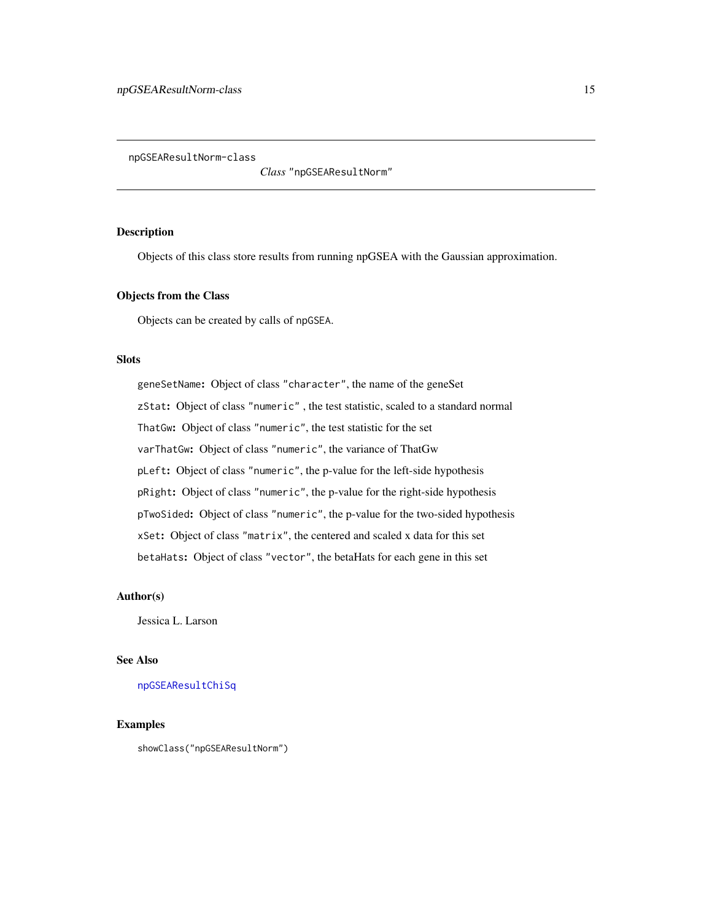npGSEAResultNorm-class

# *Class* "npGSEAResultNorm"

## Description

Objects of this class store results from running npGSEA with the Gaussian approximation.

## Objects from the Class

Objects can be created by calls of `npGSEA`.

## Slots

- `geneSetName`: Object of class "character", the name of the geneSet
- `zStat`: Object of class "numeric" , the test statistic, scaled to a standard normal
- `ThatGw`: Object of class "numeric", the test statistic for the set
- `varThatGw`: Object of class "numeric", the variance of ThatGw
- `pLeft`: Object of class "numeric", the p-value for the left-side hypothesis
- `pRight`: Object of class "numeric", the p-value for the right-side hypothesis
- `pTwoSided`: Object of class "numeric", the p-value for the two-sided hypothesis
- `xSet`: Object of class "matrix", the centered and scaled x data for this set
- `betaHats`: Object of class "vector", the betaHats for each gene in this set

## Author(s)

Jessica L. Larson

## See Also

`npGSEAResultChiSq`

## Examples

```
showClass("npGSEAResultNorm")
```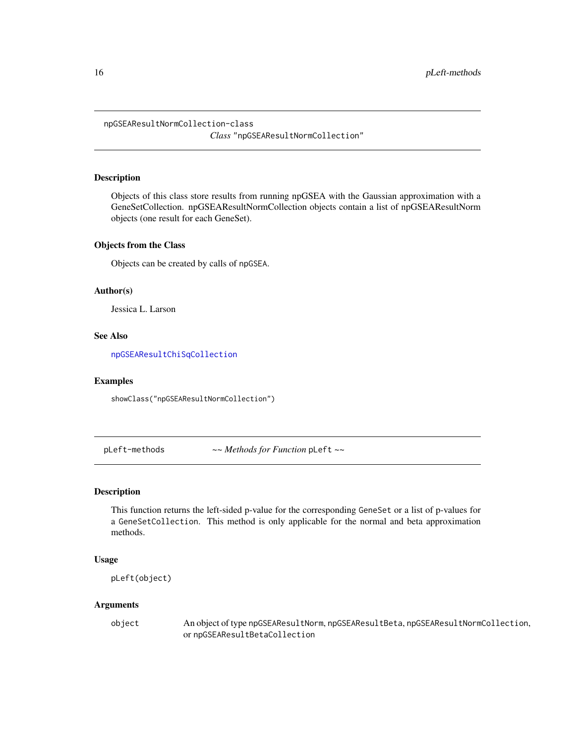## npGSEAResultNormCollection-class

*Class* "npGSEAResultNormCollection"

### Description

Objects of this class store results from running npGSEA with the Gaussian approximation with a GeneSetCollection. npGSEAResultNormCollection objects contain a list of npGSEAResultNorm objects (one result for each GeneSet).

### Objects from the Class

Objects can be created by calls of `npGSEA`.

### Author(s)

Jessica L. Larson

### See Also

`npGSEAResultChiSqCollection`

### Examples

```
showClass("npGSEAResultNormCollection")
```

## pLeft-methods

*~~ Methods for Function* `pLeft` *~~*

### Description

This function returns the left-sided p-value for the corresponding `GeneSet` or a list of p-values for a `GeneSetCollection`. This method is only applicable for the normal and beta approximation methods.

### Usage

```
pLeft(object)
```

### Arguments

| | |
|---|---|
| `object` | An object of type `npGSEAResultNorm`, `npGSEAResultBeta`, `npGSEAResultNormCollection`, or `npGSEAResultBetaCollection` |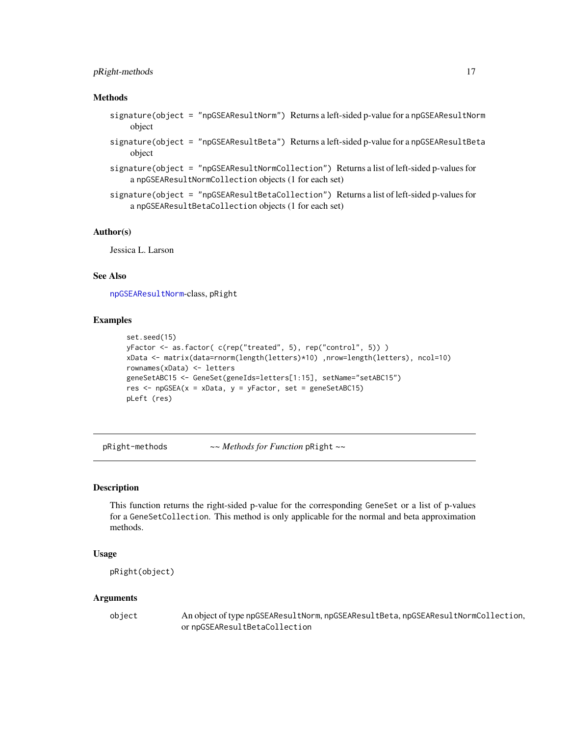## Methods

signature(object = "npGSEAResultNorm") Returns a left-sided p-value for a npGSEAResultNorm object

signature(object = "npGSEAResultBeta") Returns a left-sided p-value for a npGSEAResultBeta object

signature(object = "npGSEAResultNormCollection") Returns a list of left-sided p-values for a npGSEAResultNormCollection objects (1 for each set)

signature(object = "npGSEAResultBetaCollection") Returns a list of left-sided p-values for a npGSEAResultBetaCollection objects (1 for each set)

## Author(s)

Jessica L. Larson

## See Also

npGSEAResultNorm-class, pRight

## Examples

```
set.seed(15)
yFactor <- as.factor( c(rep("treated", 5), rep("control", 5)) )
xData <- matrix(data=rnorm(length(letters)*10) ,nrow=length(letters), ncol=10)
rownames(xData) <- letters
geneSetABC15 <- GeneSet(geneIds=letters[1:15], setName="setABC15")
res <- npGSEA(x = xData, y = yFactor, set = geneSetABC15)
pLeft (res)
```

---

# pRight-methods    *~~ Methods for Function* pRight *~~*

## Description

This function returns the right-sided p-value for the corresponding GeneSet or a list of p-values for a GeneSetCollection. This method is only applicable for the normal and beta approximation methods.

## Usage

```
pRight(object)
```

## Arguments

| | |
|---|---|
| object | An object of type npGSEAResultNorm, npGSEAResultBeta, npGSEAResultNormCollection, or npGSEAResultBetaCollection |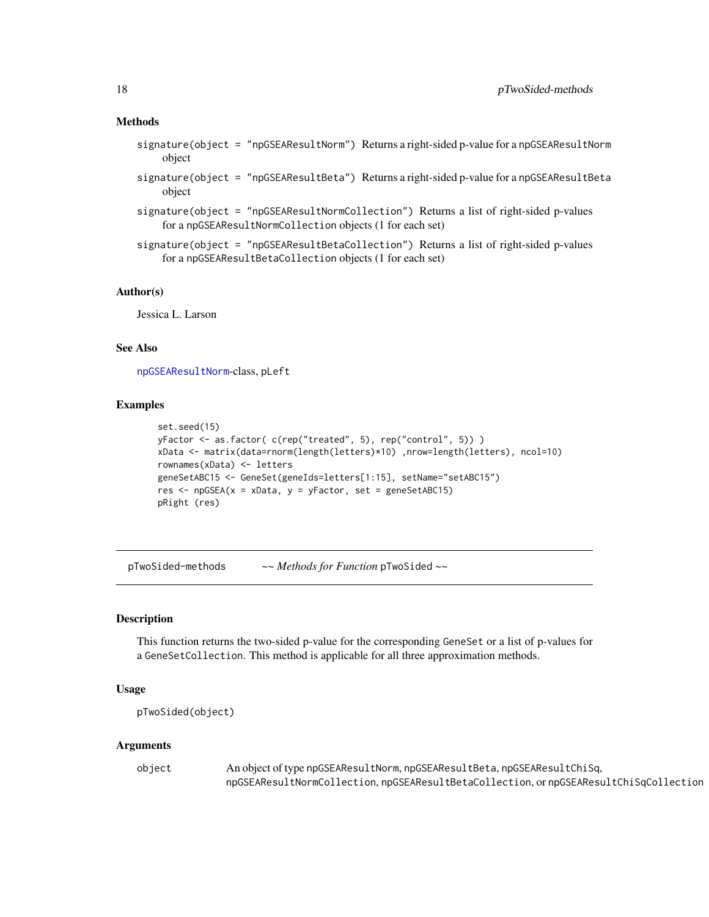### Methods

signature(object = "npGSEAResultNorm") Returns a right-sided p-value for a npGSEAResultNorm object

signature(object = "npGSEAResultBeta") Returns a right-sided p-value for a npGSEAResultBeta object

signature(object = "npGSEAResultNormCollection") Returns a list of right-sided p-values for a npGSEAResultNormCollection objects (1 for each set)

signature(object = "npGSEAResultBetaCollection") Returns a list of right-sided p-values for a npGSEAResultBetaCollection objects (1 for each set)

### Author(s)

Jessica L. Larson

### See Also

npGSEAResultNorm-class, pLeft

### Examples

```
set.seed(15)
yFactor <- as.factor( c(rep("treated", 5), rep("control", 5)) )
xData <- matrix(data=rnorm(length(letters)*10) ,nrow=length(letters), ncol=10)
rownames(xData) <- letters
geneSetABC15 <- GeneSet(geneIds=letters[1:15], setName="setABC15")
res <- npGSEA(x = xData, y = yFactor, set = geneSetABC15)
pRight (res)
```

---

## pTwoSided-methods    *~~ Methods for Function* pTwoSided *~~*

### Description

This function returns the two-sided p-value for the corresponding GeneSet or a list of p-values for a GeneSetCollection. This method is applicable for all three approximation methods.

### Usage

```
pTwoSided(object)
```

### Arguments

object    An object of type npGSEAResultNorm, npGSEAResultBeta, npGSEAResultChiSq, npGSEAResultNormCollection, npGSEAResultBetaCollection, or npGSEAResultChiSqCollection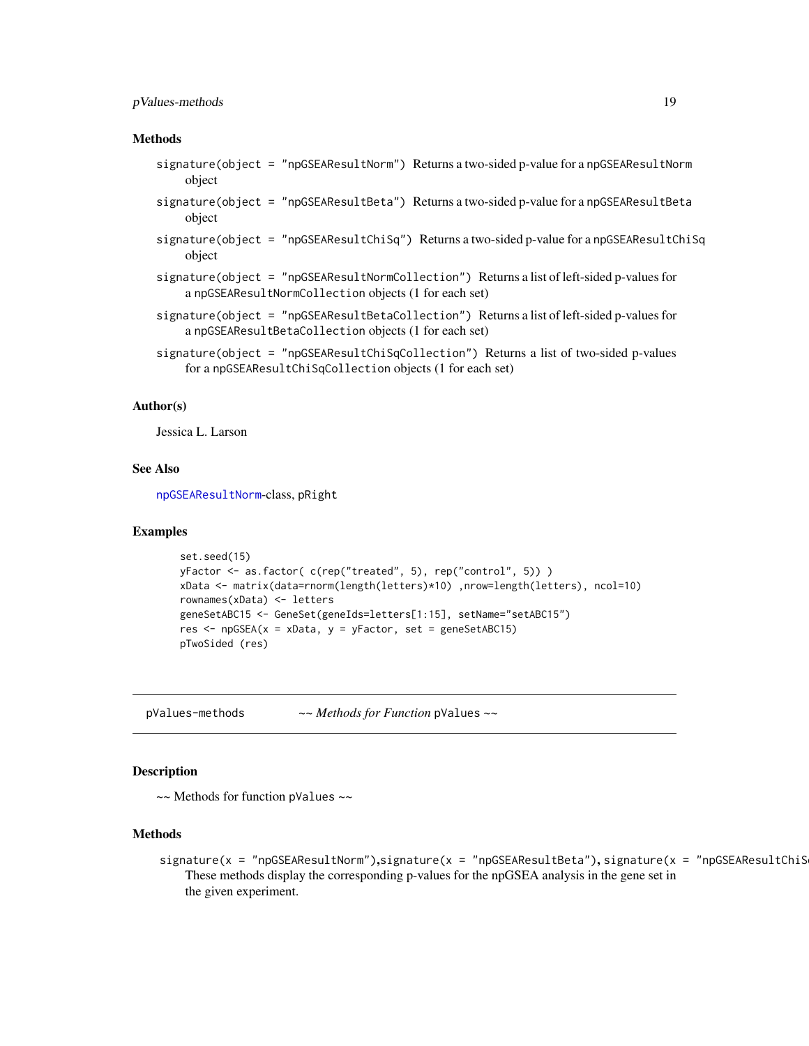## Methods

`signature(object = "npGSEAResultNorm")` Returns a two-sided p-value for a `npGSEAResultNorm` object

`signature(object = "npGSEAResultBeta")` Returns a two-sided p-value for a `npGSEAResultBeta` object

`signature(object = "npGSEAResultChiSq")` Returns a two-sided p-value for a `npGSEAResultChiSq` object

`signature(object = "npGSEAResultNormCollection")` Returns a list of left-sided p-values for a `npGSEAResultNormCollection` objects (1 for each set)

`signature(object = "npGSEAResultBetaCollection")` Returns a list of left-sided p-values for a `npGSEAResultBetaCollection` objects (1 for each set)

`signature(object = "npGSEAResultChiSqCollection")` Returns a list of two-sided p-values for a `npGSEAResultChiSqCollection` objects (1 for each set)

## Author(s)

Jessica L. Larson

## See Also

`npGSEAResultNorm`-class, `pRight`

## Examples

```
set.seed(15)
yFactor <- as.factor( c(rep("treated", 5), rep("control", 5)) )
xData <- matrix(data=rnorm(length(letters)*10) ,nrow=length(letters), ncol=10)
rownames(xData) <- letters
geneSetABC15 <- GeneSet(geneIds=letters[1:15], setName="setABC15")
res <- npGSEA(x = xData, y = yFactor, set = geneSetABC15)
pTwoSided (res)
```

---

# pValues-methods &nbsp;&nbsp;&nbsp; *~~ Methods for Function* `pValues` *~~*

## Description

~~ Methods for function `pValues` ~~

## Methods

`signature(x = "npGSEAResultNorm")`,`signature(x = "npGSEAResultBeta")`, `signature(x = "npGSEAResultChiS`
These methods display the corresponding p-values for the npGSEA analysis in the gene set in the given experiment.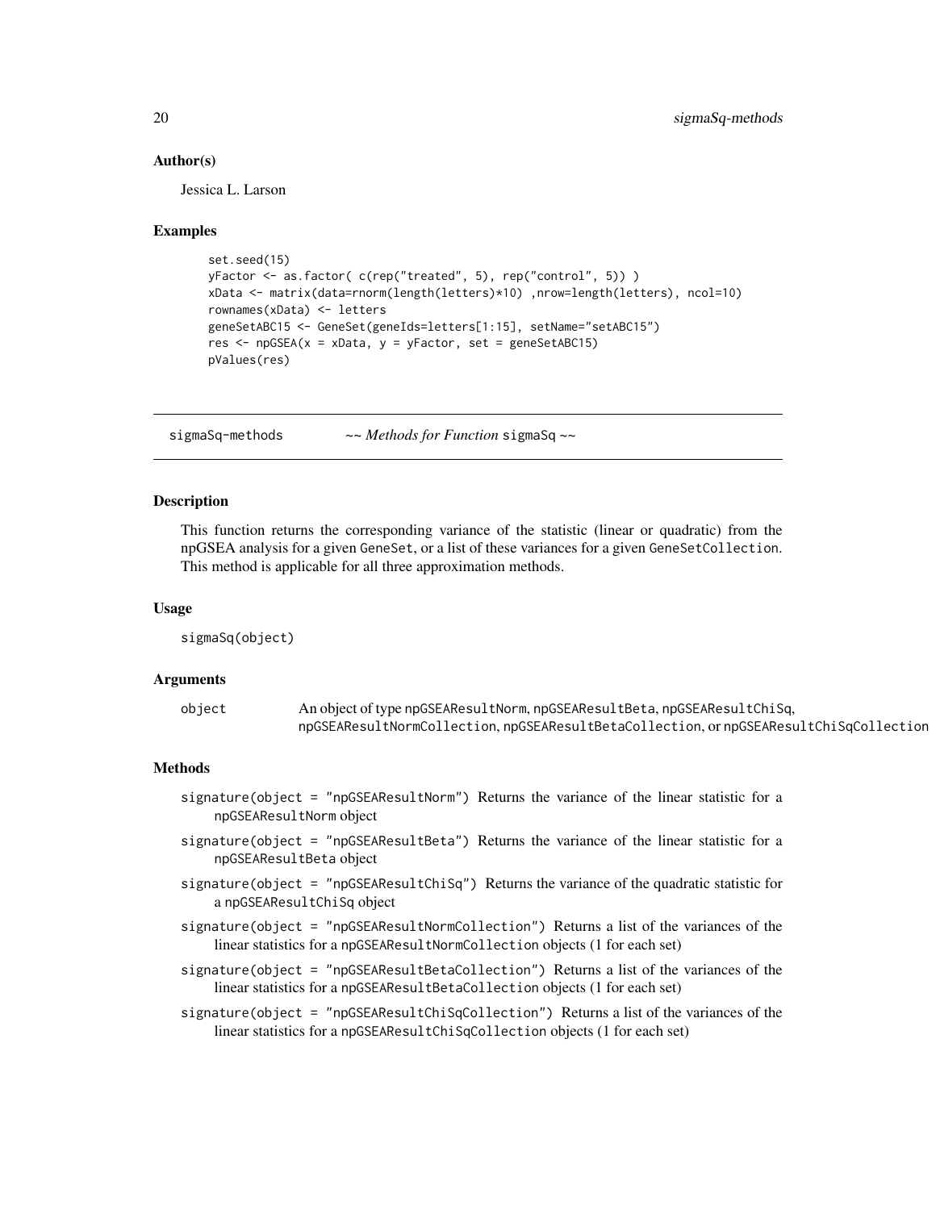### Author(s)

Jessica L. Larson

### Examples

```
set.seed(15)
yFactor <- as.factor( c(rep("treated", 5), rep("control", 5)) )
xData <- matrix(data=rnorm(length(letters)*10) ,nrow=length(letters), ncol=10)
rownames(xData) <- letters
geneSetABC15 <- GeneSet(geneIds=letters[1:15], setName="setABC15")
res <- npGSEA(x = xData, y = yFactor, set = geneSetABC15)
pValues(res)
```

---

## sigmaSq-methods    ~~ *Methods for Function* sigmaSq ~~

---

### Description

This function returns the corresponding variance of the statistic (linear or quadratic) from the npGSEA analysis for a given `GeneSet`, or a list of these variances for a given `GeneSetCollection`. This method is applicable for all three approximation methods.

### Usage

```
sigmaSq(object)
```

### Arguments

| | |
|---|---|
| `object` | An object of type `npGSEAResultNorm`, `npGSEAResultBeta`, `npGSEAResultChiSq`, `npGSEAResultNormCollection`, `npGSEAResultBetaCollection`, or `npGSEAResultChiSqCollection` |

### Methods

- `signature(object = "npGSEAResultNorm")` Returns the variance of the linear statistic for a `npGSEAResultNorm` object
- `signature(object = "npGSEAResultBeta")` Returns the variance of the linear statistic for a `npGSEAResultBeta` object
- `signature(object = "npGSEAResultChiSq")` Returns the variance of the quadratic statistic for a `npGSEAResultChiSq` object
- `signature(object = "npGSEAResultNormCollection")` Returns a list of the variances of the linear statistics for a `npGSEAResultNormCollection` objects (1 for each set)
- `signature(object = "npGSEAResultBetaCollection")` Returns a list of the variances of the linear statistics for a `npGSEAResultBetaCollection` objects (1 for each set)
- `signature(object = "npGSEAResultChiSqCollection")` Returns a list of the variances of the linear statistics for a `npGSEAResultChiSqCollection` objects (1 for each set)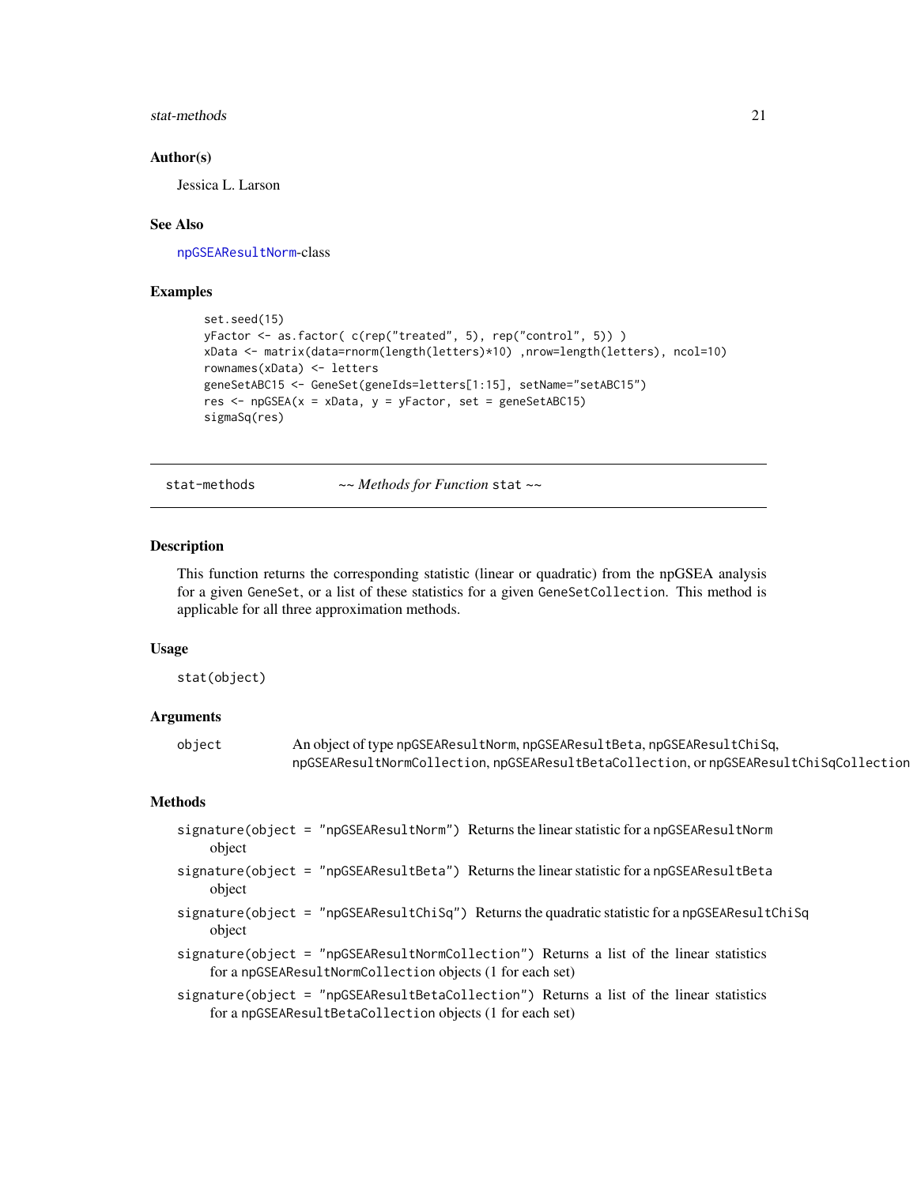## Author(s)

Jessica L. Larson

## See Also

npGSEAResultNorm-class

## Examples

```
set.seed(15)
yFactor <- as.factor( c(rep("treated", 5), rep("control", 5)) )
xData <- matrix(data=rnorm(length(letters)*10) ,nrow=length(letters), ncol=10)
rownames(xData) <- letters
geneSetABC15 <- GeneSet(geneIds=letters[1:15], setName="setABC15")
res <- npGSEA(x = xData, y = yFactor, set = geneSetABC15)
sigmaSq(res)
```

---

stat-methods ~~ *Methods for Function* stat ~~

---

## Description

This function returns the corresponding statistic (linear or quadratic) from the npGSEA analysis for a given GeneSet, or a list of these statistics for a given GeneSetCollection. This method is applicable for all three approximation methods.

## Usage

```
stat(object)
```

## Arguments

| | |
|---|---|
| object | An object of type npGSEAResultNorm, npGSEAResultBeta, npGSEAResultChiSq, npGSEAResultNormCollection, npGSEAResultBetaCollection, or npGSEAResultChiSqCollection |

## Methods

signature(object = "npGSEAResultNorm") Returns the linear statistic for a npGSEAResultNorm object

signature(object = "npGSEAResultBeta") Returns the linear statistic for a npGSEAResultBeta object

signature(object = "npGSEAResultChiSq") Returns the quadratic statistic for a npGSEAResultChiSq object

signature(object = "npGSEAResultNormCollection") Returns a list of the linear statistics for a npGSEAResultNormCollection objects (1 for each set)

signature(object = "npGSEAResultBetaCollection") Returns a list of the linear statistics for a npGSEAResultBetaCollection objects (1 for each set)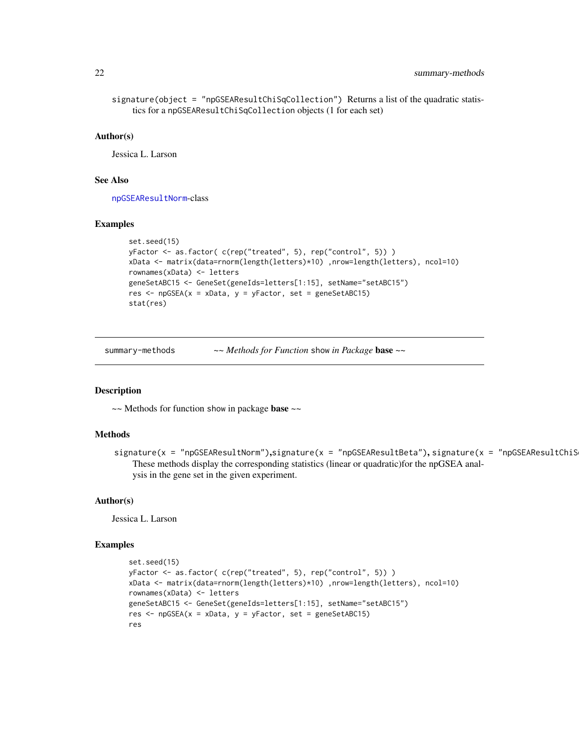signature(object = "npGSEAResultChiSqCollection") Returns a list of the quadratic statistics for a npGSEAResultChiSqCollection objects (1 for each set)

### Author(s)

Jessica L. Larson

### See Also

npGSEAResultNorm-class

### Examples

```
set.seed(15)
yFactor <- as.factor( c(rep("treated", 5), rep("control", 5)) )
xData <- matrix(data=rnorm(length(letters)*10) ,nrow=length(letters), ncol=10)
rownames(xData) <- letters
geneSetABC15 <- GeneSet(geneIds=letters[1:15], setName="setABC15")
res <- npGSEA(x = xData, y = yFactor, set = geneSetABC15)
stat(res)
```

---

## summary-methods        *~~ Methods for Function* show *in Package* **base** *~~*

### Description

~~ Methods for function show in package **base** ~~

### Methods

signature(x = "npGSEAResultNorm"), signature(x = "npGSEAResultBeta"), signature(x = "npGSEAResultChiS
These methods display the corresponding statistics (linear or quadratic)for the npGSEA analysis in the gene set in the given experiment.

### Author(s)

Jessica L. Larson

### Examples

```
set.seed(15)
yFactor <- as.factor( c(rep("treated", 5), rep("control", 5)) )
xData <- matrix(data=rnorm(length(letters)*10) ,nrow=length(letters), ncol=10)
rownames(xData) <- letters
geneSetABC15 <- GeneSet(geneIds=letters[1:15], setName="setABC15")
res <- npGSEA(x = xData, y = yFactor, set = geneSetABC15)
res
```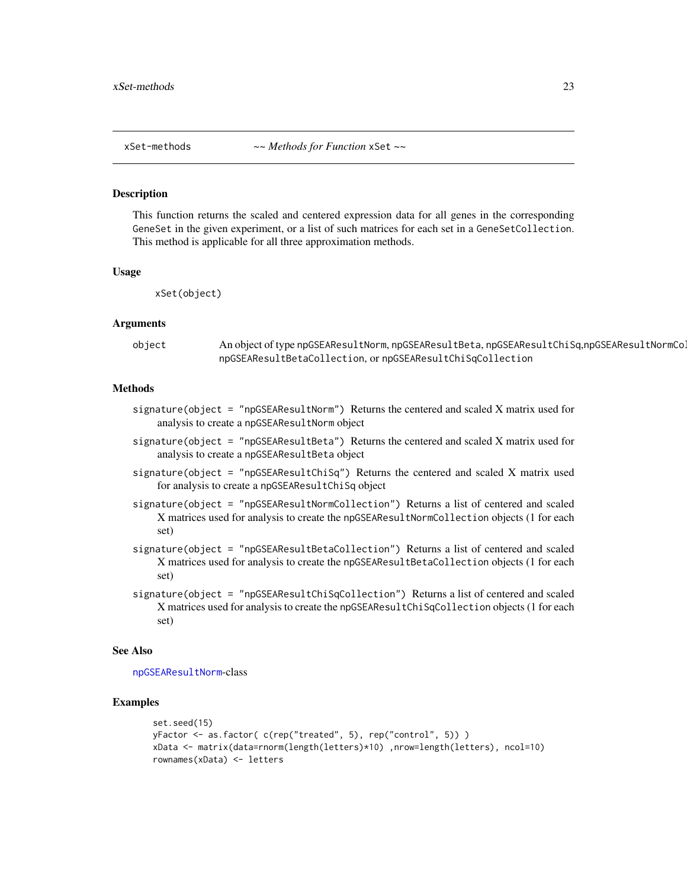xSet-methods *~~ Methods for Function* `xSet` *~~*

## Description

This function returns the scaled and centered expression data for all genes in the corresponding `GeneSet` in the given experiment, or a list of such matrices for each set in a `GeneSetCollection`. This method is applicable for all three approximation methods.

## Usage

```
xSet(object)
```

## Arguments

| | |
|---|---|
| `object` | An object of type `npGSEAResultNorm`, `npGSEAResultBeta`, `npGSEAResultChiSq`,`npGSEAResultNormCol` `npGSEAResultBetaCollection`, or `npGSEAResultChiSqCollection` |

## Methods

- `signature(object = "npGSEAResultNorm")` Returns the centered and scaled X matrix used for analysis to create a `npGSEAResultNorm` object
- `signature(object = "npGSEAResultBeta")` Returns the centered and scaled X matrix used for analysis to create a `npGSEAResultBeta` object
- `signature(object = "npGSEAResultChiSq")` Returns the centered and scaled X matrix used for analysis to create a `npGSEAResultChiSq` object
- `signature(object = "npGSEAResultNormCollection")` Returns a list of centered and scaled X matrices used for analysis to create the `npGSEAResultNormCollection` objects (1 for each set)
- `signature(object = "npGSEAResultBetaCollection")` Returns a list of centered and scaled X matrices used for analysis to create the `npGSEAResultBetaCollection` objects (1 for each set)
- `signature(object = "npGSEAResultChiSqCollection")` Returns a list of centered and scaled X matrices used for analysis to create the `npGSEAResultChiSqCollection` objects (1 for each set)

## See Also

`npGSEAResultNorm`-class

## Examples

```
set.seed(15)
yFactor <- as.factor( c(rep("treated", 5), rep("control", 5)) )
xData <- matrix(data=rnorm(length(letters)*10) ,nrow=length(letters), ncol=10)
rownames(xData) <- letters
```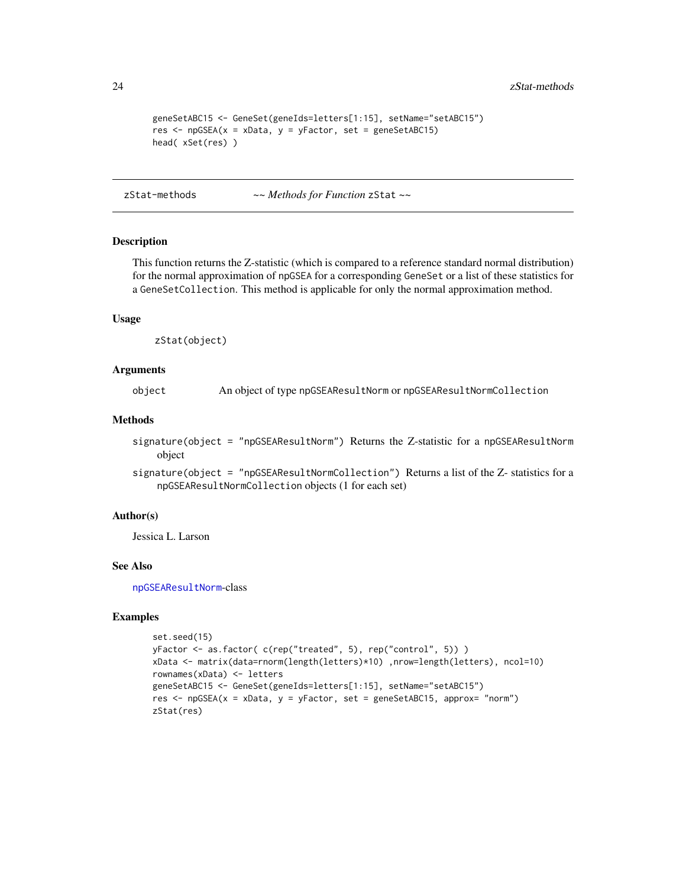```
geneSetABC15 <- GeneSet(geneIds=letters[1:15], setName="setABC15")
res <- npGSEA(x = xData, y = yFactor, set = geneSetABC15)
head( xSet(res) )
```

## zStat-methods ~~ *Methods for Function* `zStat` ~~

### Description

This function returns the Z-statistic (which is compared to a reference standard normal distribution) for the normal approximation of `npGSEA` for a corresponding `GeneSet` or a list of these statistics for a `GeneSetCollection`. This method is applicable for only the normal approximation method.

### Usage

```
zStat(object)
```

### Arguments

object An object of type `npGSEAResultNorm` or `npGSEAResultNormCollection`

### Methods

`signature(object = "npGSEAResultNorm")` Returns the Z-statistic for a `npGSEAResultNorm` object

`signature(object = "npGSEAResultNormCollection")` Returns a list of the Z- statistics for a `npGSEAResultNormCollection` objects (1 for each set)

### Author(s)

Jessica L. Larson

### See Also

`npGSEAResultNorm`-class

### Examples

```
set.seed(15)
yFactor <- as.factor( c(rep("treated", 5), rep("control", 5)) )
xData <- matrix(data=rnorm(length(letters)*10) ,nrow=length(letters), ncol=10)
rownames(xData) <- letters
geneSetABC15 <- GeneSet(geneIds=letters[1:15], setName="setABC15")
res <- npGSEA(x = xData, y = yFactor, set = geneSetABC15, approx= "norm")
zStat(res)
```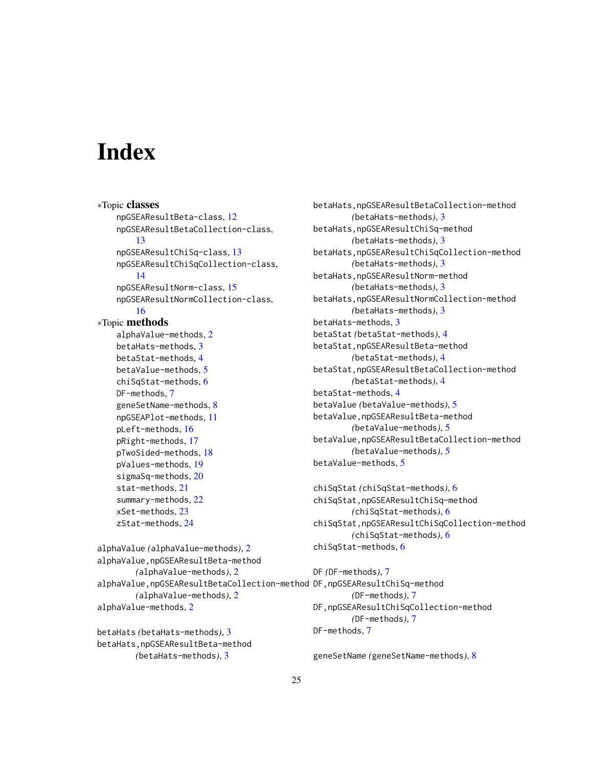# Index

*Topic **classes**
- npGSEAResultBeta-class, 12
- npGSEAResultBetaCollection-class, 13
- npGSEAResultChiSq-class, 13
- npGSEAResultChiSqCollection-class, 14
- npGSEAResultNorm-class, 15
- npGSEAResultNormCollection-class, 16

*Topic **methods**
- alphaValue-methods, 2
- betaHats-methods, 3
- betaStat-methods, 4
- betaValue-methods, 5
- chiSqStat-methods, 6
- DF-methods, 7
- geneSetName-methods, 8
- npGSEAPlot-methods, 11
- pLeft-methods, 16
- pRight-methods, 17
- pTwoSided-methods, 18
- pValues-methods, 19
- sigmaSq-methods, 20
- stat-methods, 21
- summary-methods, 22
- xSet-methods, 23
- zStat-methods, 24

alphaValue *(*alphaValue-methods*)*, 2
alphaValue,npGSEAResultBeta-method *(*alphaValue-methods*)*, 2
alphaValue,npGSEAResultBetaCollection-method *(*alphaValue-methods*)*, 2
alphaValue-methods, 2

betaHats *(*betaHats-methods*)*, 3
betaHats,npGSEAResultBeta-method *(*betaHats-methods*)*, 3
betaHats,npGSEAResultBetaCollection-method *(*betaHats-methods*)*, 3
betaHats,npGSEAResultChiSq-method *(*betaHats-methods*)*, 3
betaHats,npGSEAResultChiSqCollection-method *(*betaHats-methods*)*, 3
betaHats,npGSEAResultNorm-method *(*betaHats-methods*)*, 3
betaHats,npGSEAResultNormCollection-method *(*betaHats-methods*)*, 3
betaHats-methods, 3
betaStat *(*betaStat-methods*)*, 4
betaStat,npGSEAResultBeta-method *(*betaStat-methods*)*, 4
betaStat,npGSEAResultBetaCollection-method *(*betaStat-methods*)*, 4
betaStat-methods, 4
betaValue *(*betaValue-methods*)*, 5
betaValue,npGSEAResultBeta-method *(*betaValue-methods*)*, 5
betaValue,npGSEAResultBetaCollection-method *(*betaValue-methods*)*, 5
betaValue-methods, 5

chiSqStat *(*chiSqStat-methods*)*, 6
chiSqStat,npGSEAResultChiSq-method *(*chiSqStat-methods*)*, 6
chiSqStat,npGSEAResultChiSqCollection-method *(*chiSqStat-methods*)*, 6
chiSqStat-methods, 6

DF *(*DF-methods*)*, 7
DF,npGSEAResultChiSq-method *(*DF-methods*)*, 7
DF,npGSEAResultChiSqCollection-method *(*DF-methods*)*, 7
DF-methods, 7

geneSetName *(*geneSetName-methods*)*, 8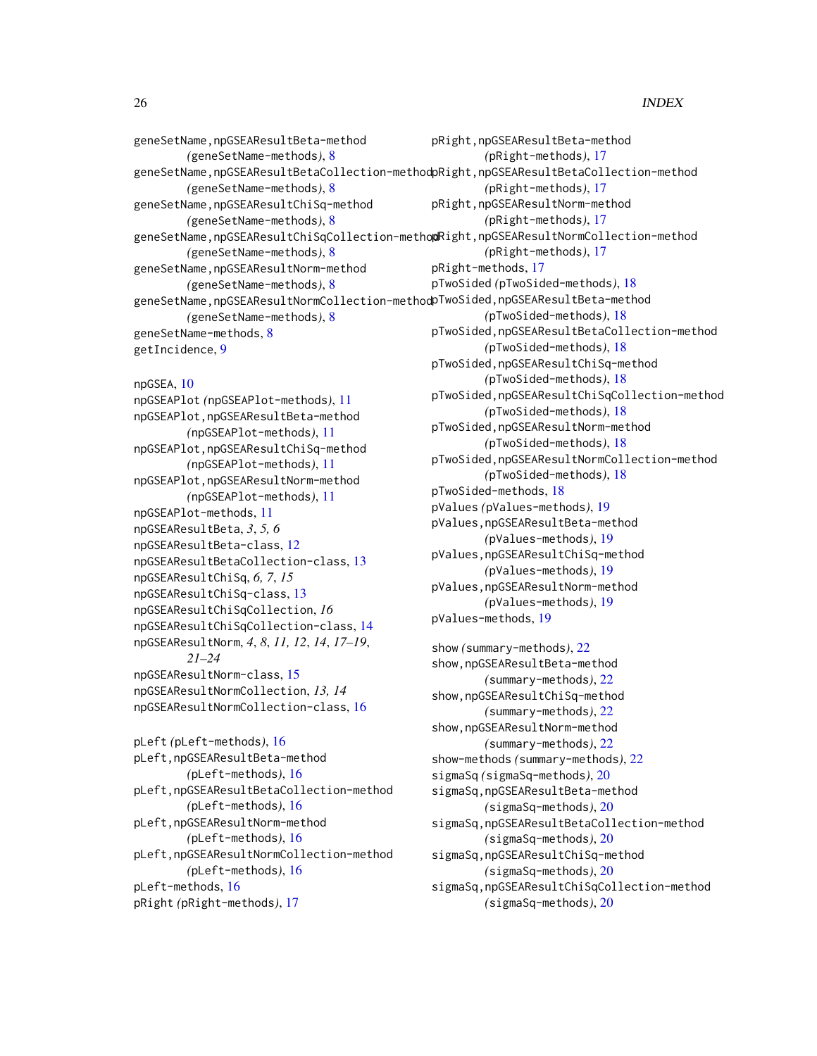geneSetName,npGSEAResultBeta-method
    *(*geneSetName-methods*)*, 8
geneSetName,npGSEAResultBetaCollection-method
    *(*geneSetName-methods*)*, 8
geneSetName,npGSEAResultChiSq-method
    *(*geneSetName-methods*)*, 8
geneSetName,npGSEAResultChiSqCollection-method
    *(*geneSetName-methods*)*, 8
geneSetName,npGSEAResultNorm-method
    *(*geneSetName-methods*)*, 8
geneSetName,npGSEAResultNormCollection-method
    *(*geneSetName-methods*)*, 8
geneSetName-methods, 8
getIncidence, 9

npGSEA, 10
npGSEAPlot *(*npGSEAPlot-methods*)*, 11
npGSEAPlot,npGSEAResultBeta-method
    *(*npGSEAPlot-methods*)*, 11
npGSEAPlot,npGSEAResultChiSq-method
    *(*npGSEAPlot-methods*)*, 11
npGSEAPlot,npGSEAResultNorm-method
    *(*npGSEAPlot-methods*)*, 11
npGSEAPlot-methods, 11
npGSEAResultBeta, *3*, *5, 6*
npGSEAResultBeta-class, 12
npGSEAResultBetaCollection-class, 13
npGSEAResultChiSq, *6, 7*, *15*
npGSEAResultChiSq-class, 13
npGSEAResultChiSqCollection, *16*
npGSEAResultChiSqCollection-class, 14
npGSEAResultNorm, *4*, *8*, *11, 12*, *14*, *17–19*, *21–24*
npGSEAResultNorm-class, 15
npGSEAResultNormCollection, *13, 14*
npGSEAResultNormCollection-class, 16

pLeft *(*pLeft-methods*)*, 16
pLeft,npGSEAResultBeta-method
    *(*pLeft-methods*)*, 16
pLeft,npGSEAResultBetaCollection-method
    *(*pLeft-methods*)*, 16
pLeft,npGSEAResultNorm-method
    *(*pLeft-methods*)*, 16
pLeft,npGSEAResultNormCollection-method
    *(*pLeft-methods*)*, 16
pLeft-methods, 16
pRight *(*pRight-methods*)*, 17
pRight,npGSEAResultBeta-method
    *(*pRight-methods*)*, 17
pRight,npGSEAResultBetaCollection-method
    *(*pRight-methods*)*, 17
pRight,npGSEAResultNorm-method
    *(*pRight-methods*)*, 17
pRight,npGSEAResultNormCollection-method
    *(*pRight-methods*)*, 17
pRight-methods, 17
pTwoSided *(*pTwoSided-methods*)*, 18
pTwoSided,npGSEAResultBeta-method
    *(*pTwoSided-methods*)*, 18
pTwoSided,npGSEAResultBetaCollection-method
    *(*pTwoSided-methods*)*, 18
pTwoSided,npGSEAResultChiSq-method
    *(*pTwoSided-methods*)*, 18
pTwoSided,npGSEAResultChiSqCollection-method
    *(*pTwoSided-methods*)*, 18
pTwoSided,npGSEAResultNorm-method
    *(*pTwoSided-methods*)*, 18
pTwoSided,npGSEAResultNormCollection-method
    *(*pTwoSided-methods*)*, 18
pTwoSided-methods, 18
pValues *(*pValues-methods*)*, 19
pValues,npGSEAResultBeta-method
    *(*pValues-methods*)*, 19
pValues,npGSEAResultChiSq-method
    *(*pValues-methods*)*, 19
pValues,npGSEAResultNorm-method
    *(*pValues-methods*)*, 19
pValues-methods, 19

show *(*summary-methods*)*, 22
show,npGSEAResultBeta-method
    *(*summary-methods*)*, 22
show,npGSEAResultChiSq-method
    *(*summary-methods*)*, 22
show,npGSEAResultNorm-method
    *(*summary-methods*)*, 22
show-methods *(*summary-methods*)*, 22
sigmaSq *(*sigmaSq-methods*)*, 20
sigmaSq,npGSEAResultBeta-method
    *(*sigmaSq-methods*)*, 20
sigmaSq,npGSEAResultBetaCollection-method
    *(*sigmaSq-methods*)*, 20
sigmaSq,npGSEAResultChiSq-method
    *(*sigmaSq-methods*)*, 20
sigmaSq,npGSEAResultChiSqCollection-method
    *(*sigmaSq-methods*)*, 20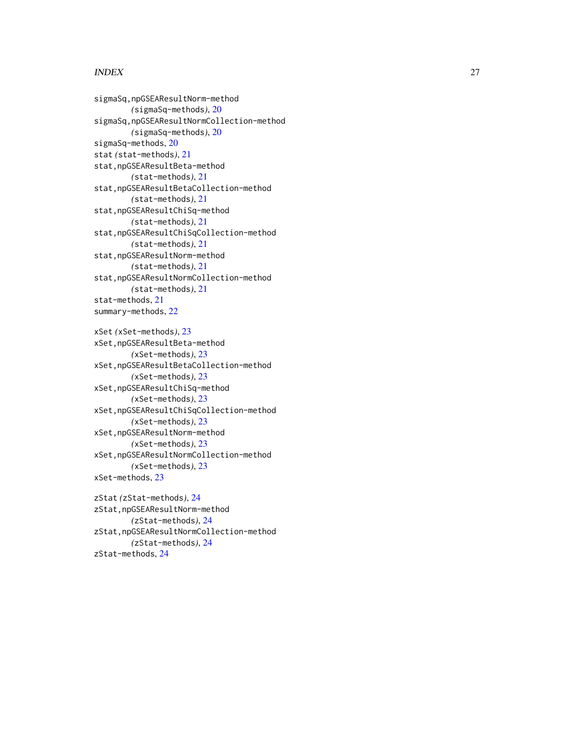sigmaSq,npGSEAResultNorm-method
    *(*sigmaSq-methods*)*, 20
sigmaSq,npGSEAResultNormCollection-method
    *(*sigmaSq-methods*)*, 20
sigmaSq-methods, 20
stat *(*stat-methods*)*, 21
stat,npGSEAResultBeta-method
    *(*stat-methods*)*, 21
stat,npGSEAResultBetaCollection-method
    *(*stat-methods*)*, 21
stat,npGSEAResultChiSq-method
    *(*stat-methods*)*, 21
stat,npGSEAResultChiSqCollection-method
    *(*stat-methods*)*, 21
stat,npGSEAResultNorm-method
    *(*stat-methods*)*, 21
stat,npGSEAResultNormCollection-method
    *(*stat-methods*)*, 21
stat-methods, 21
summary-methods, 22

xSet *(*xSet-methods*)*, 23
xSet,npGSEAResultBeta-method
    *(*xSet-methods*)*, 23
xSet,npGSEAResultBetaCollection-method
    *(*xSet-methods*)*, 23
xSet,npGSEAResultChiSq-method
    *(*xSet-methods*)*, 23
xSet,npGSEAResultChiSqCollection-method
    *(*xSet-methods*)*, 23
xSet,npGSEAResultNorm-method
    *(*xSet-methods*)*, 23
xSet,npGSEAResultNormCollection-method
    *(*xSet-methods*)*, 23
xSet-methods, 23

zStat *(*zStat-methods*)*, 24
zStat,npGSEAResultNorm-method
    *(*zStat-methods*)*, 24
zStat,npGSEAResultNormCollection-method
    *(*zStat-methods*)*, 24
zStat-methods, 24